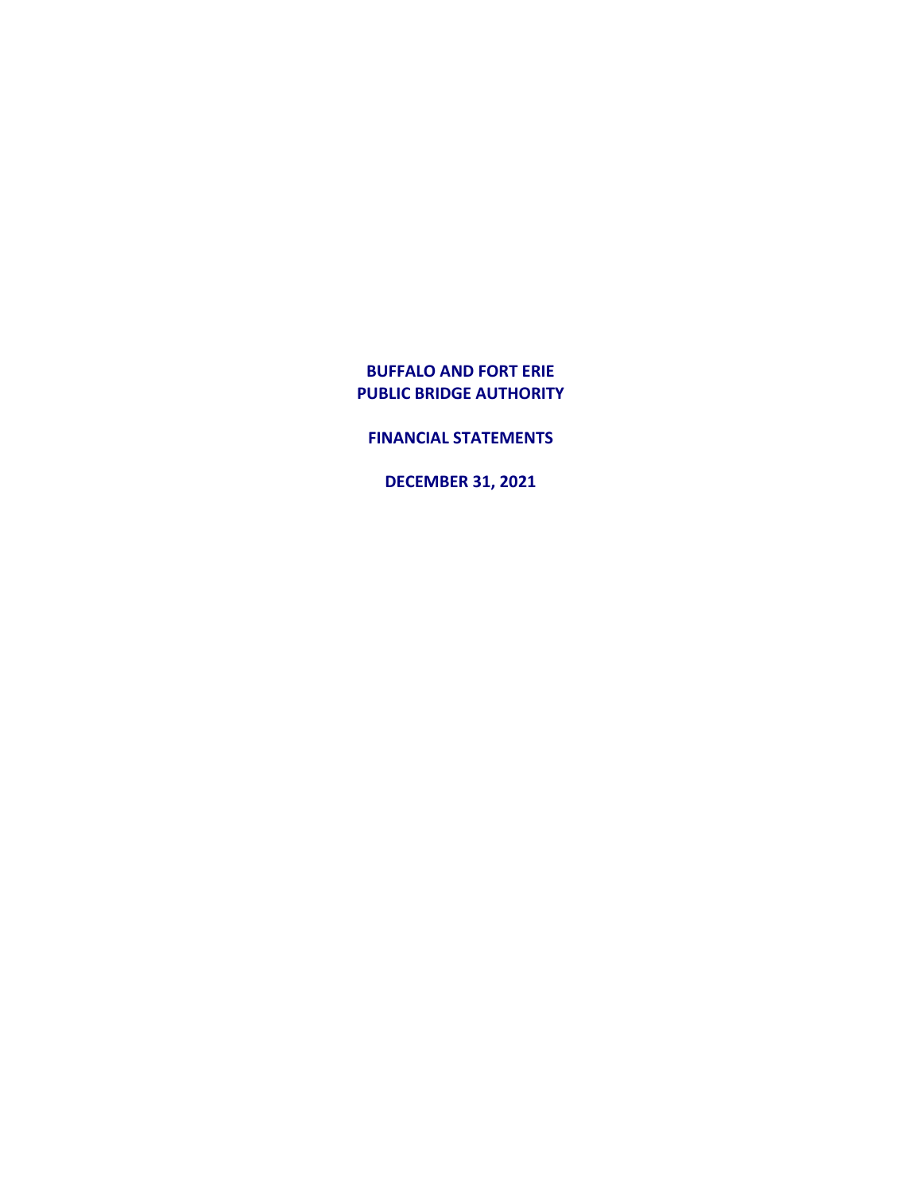# BUFFALO AND FORT ERIE PUBLIC BRIDGE AUTHORITY

## FINANCIAL STATEMENTS

## DECEMBER 31, 2021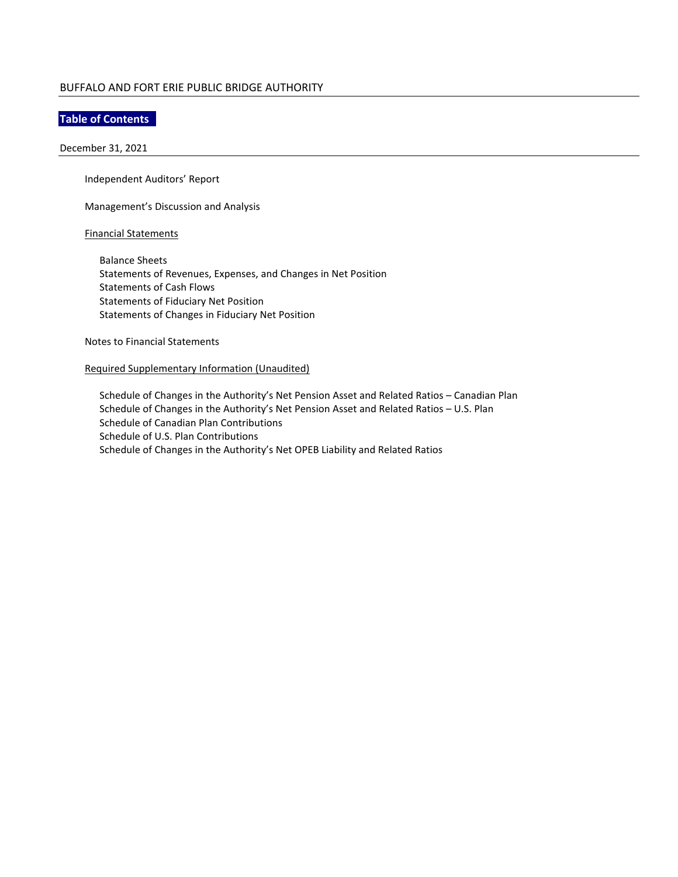BUFFALO AND FORT ERIE PUBLIC BRIDGE AUTHORITY

## Table of Contents

December 31, 2021

Independent Auditors' Report

Management's Discussion and Analysis

Financial Statements

- Balance Sheets
- Statements of Revenues, Expenses, and Changes in Net Position
- Statements of Cash Flows
- Statements of Fiduciary Net Position
- Statements of Changes in Fiduciary Net Position

Notes to Financial Statements

Required Supplementary Information (Unaudited)

- Schedule of Changes in the Authority's Net Pension Asset and Related Ratios – Canadian Plan
- Schedule of Changes in the Authority's Net Pension Asset and Related Ratios – U.S. Plan
- Schedule of Canadian Plan Contributions
- Schedule of U.S. Plan Contributions
- Schedule of Changes in the Authority's Net OPEB Liability and Related Ratios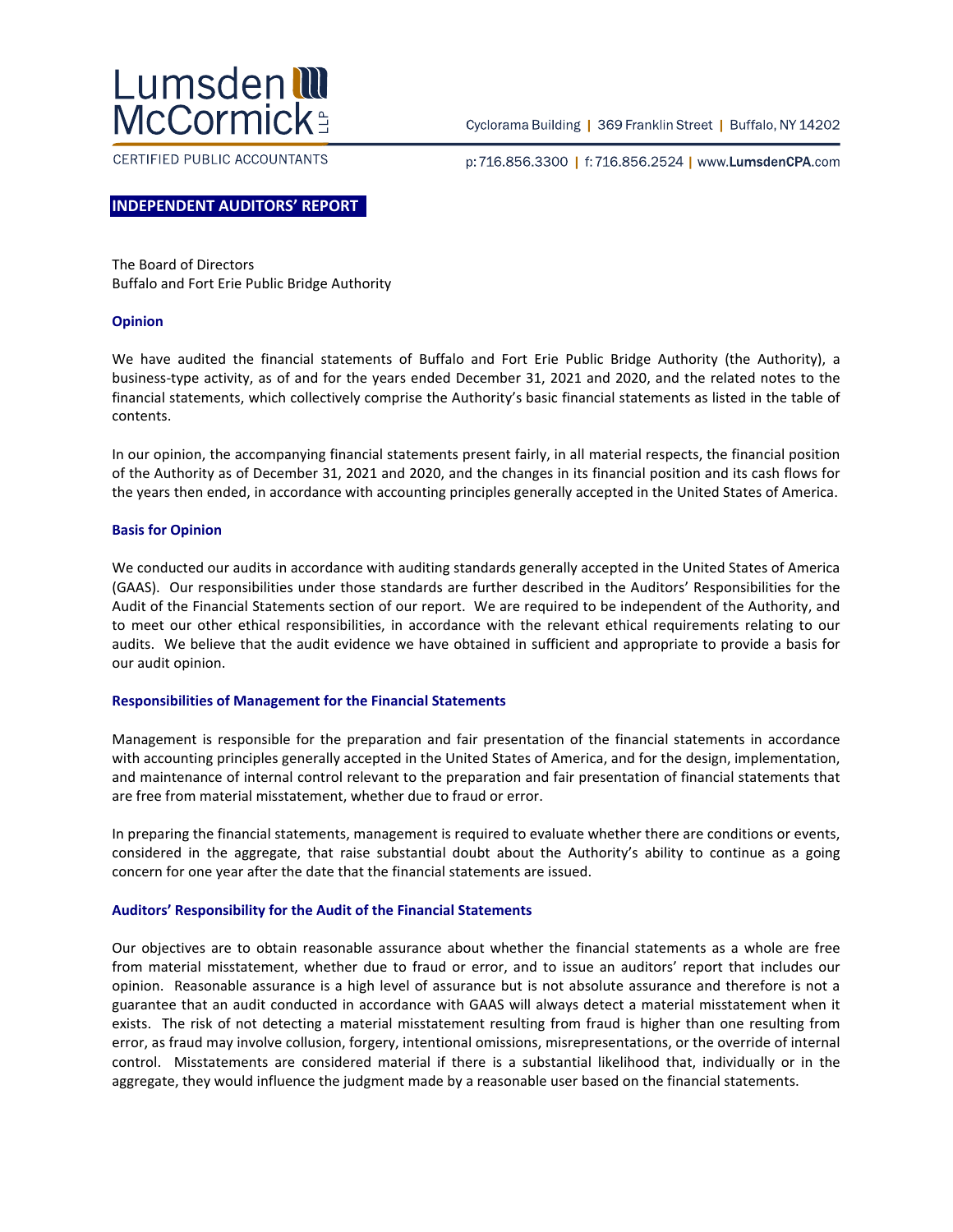Lumsden McCormick LLP

CERTIFIED PUBLIC ACCOUNTANTS

Cyclorama Building | 369 Franklin Street | Buffalo, NY 14202

p: 716.856.3300 | f: 716.856.2524 | www.LumsdenCPA.com

## INDEPENDENT AUDITORS' REPORT

The Board of Directors
Buffalo and Fort Erie Public Bridge Authority

### Opinion

We have audited the financial statements of Buffalo and Fort Erie Public Bridge Authority (the Authority), a business-type activity, as of and for the years ended December 31, 2021 and 2020, and the related notes to the financial statements, which collectively comprise the Authority's basic financial statements as listed in the table of contents.

In our opinion, the accompanying financial statements present fairly, in all material respects, the financial position of the Authority as of December 31, 2021 and 2020, and the changes in its financial position and its cash flows for the years then ended, in accordance with accounting principles generally accepted in the United States of America.

### Basis for Opinion

We conducted our audits in accordance with auditing standards generally accepted in the United States of America (GAAS). Our responsibilities under those standards are further described in the Auditors' Responsibilities for the Audit of the Financial Statements section of our report. We are required to be independent of the Authority, and to meet our other ethical responsibilities, in accordance with the relevant ethical requirements relating to our audits. We believe that the audit evidence we have obtained in sufficient and appropriate to provide a basis for our audit opinion.

### Responsibilities of Management for the Financial Statements

Management is responsible for the preparation and fair presentation of the financial statements in accordance with accounting principles generally accepted in the United States of America, and for the design, implementation, and maintenance of internal control relevant to the preparation and fair presentation of financial statements that are free from material misstatement, whether due to fraud or error.

In preparing the financial statements, management is required to evaluate whether there are conditions or events, considered in the aggregate, that raise substantial doubt about the Authority's ability to continue as a going concern for one year after the date that the financial statements are issued.

### Auditors' Responsibility for the Audit of the Financial Statements

Our objectives are to obtain reasonable assurance about whether the financial statements as a whole are free from material misstatement, whether due to fraud or error, and to issue an auditors' report that includes our opinion. Reasonable assurance is a high level of assurance but is not absolute assurance and therefore is not a guarantee that an audit conducted in accordance with GAAS will always detect a material misstatement when it exists. The risk of not detecting a material misstatement resulting from fraud is higher than one resulting from error, as fraud may involve collusion, forgery, intentional omissions, misrepresentations, or the override of internal control. Misstatements are considered material if there is a substantial likelihood that, individually or in the aggregate, they would influence the judgment made by a reasonable user based on the financial statements.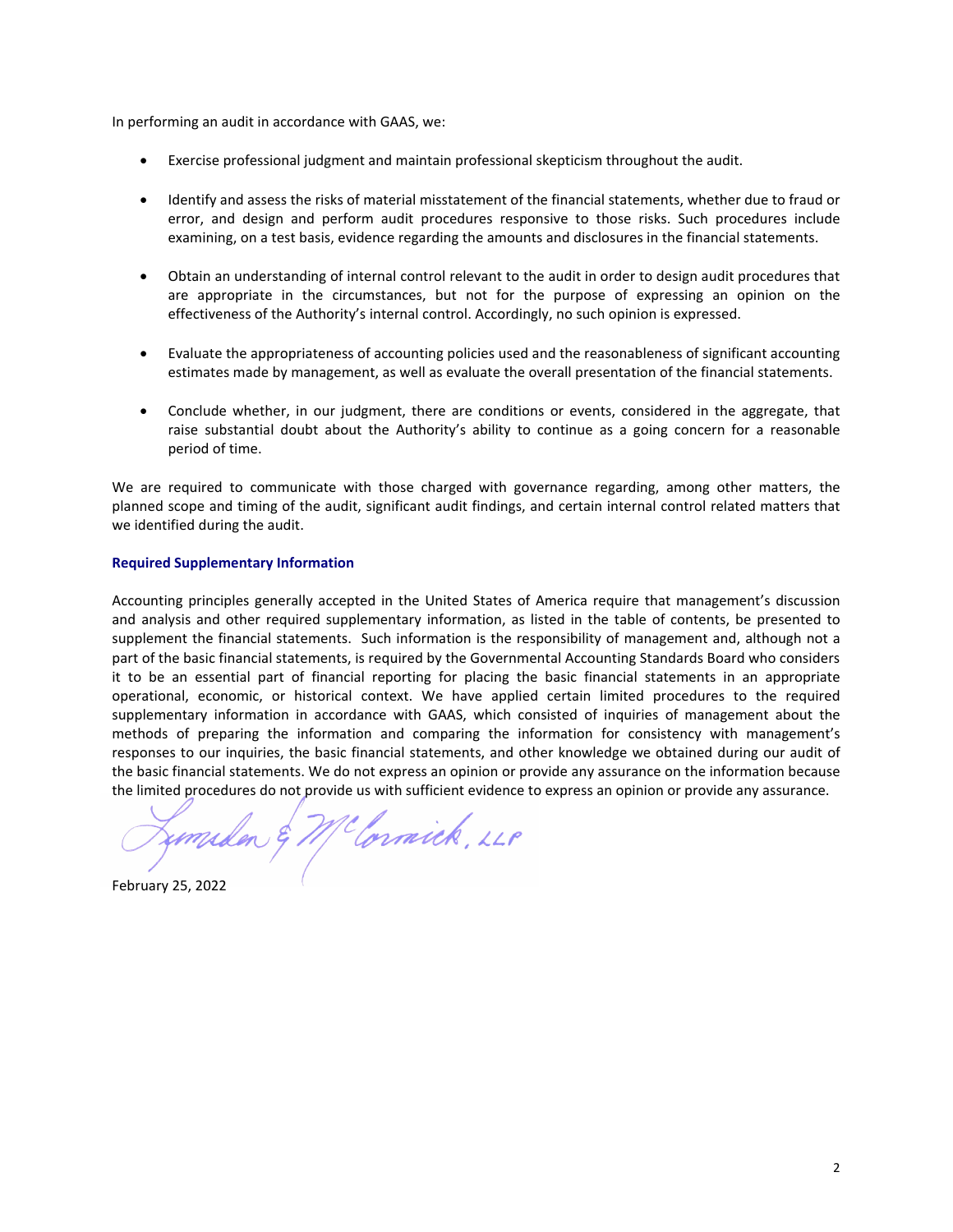In performing an audit in accordance with GAAS, we:

- Exercise professional judgment and maintain professional skepticism throughout the audit.
- Identify and assess the risks of material misstatement of the financial statements, whether due to fraud or error, and design and perform audit procedures responsive to those risks. Such procedures include examining, on a test basis, evidence regarding the amounts and disclosures in the financial statements.
- Obtain an understanding of internal control relevant to the audit in order to design audit procedures that are appropriate in the circumstances, but not for the purpose of expressing an opinion on the effectiveness of the Authority's internal control. Accordingly, no such opinion is expressed.
- Evaluate the appropriateness of accounting policies used and the reasonableness of significant accounting estimates made by management, as well as evaluate the overall presentation of the financial statements.
- Conclude whether, in our judgment, there are conditions or events, considered in the aggregate, that raise substantial doubt about the Authority's ability to continue as a going concern for a reasonable period of time.

We are required to communicate with those charged with governance regarding, among other matters, the planned scope and timing of the audit, significant audit findings, and certain internal control related matters that we identified during the audit.

### Required Supplementary Information

Accounting principles generally accepted in the United States of America require that management's discussion and analysis and other required supplementary information, as listed in the table of contents, be presented to supplement the financial statements. Such information is the responsibility of management and, although not a part of the basic financial statements, is required by the Governmental Accounting Standards Board who considers it to be an essential part of financial reporting for placing the basic financial statements in an appropriate operational, economic, or historical context. We have applied certain limited procedures to the required supplementary information in accordance with GAAS, which consisted of inquiries of management about the methods of preparing the information and comparing the information for consistency with management's responses to our inquiries, the basic financial statements, and other knowledge we obtained during our audit of the basic financial statements. We do not express an opinion or provide any assurance on the information because the limited procedures do not provide us with sufficient evidence to express an opinion or provide any assurance.

Lumsden & McCormick, LLP

February 25, 2022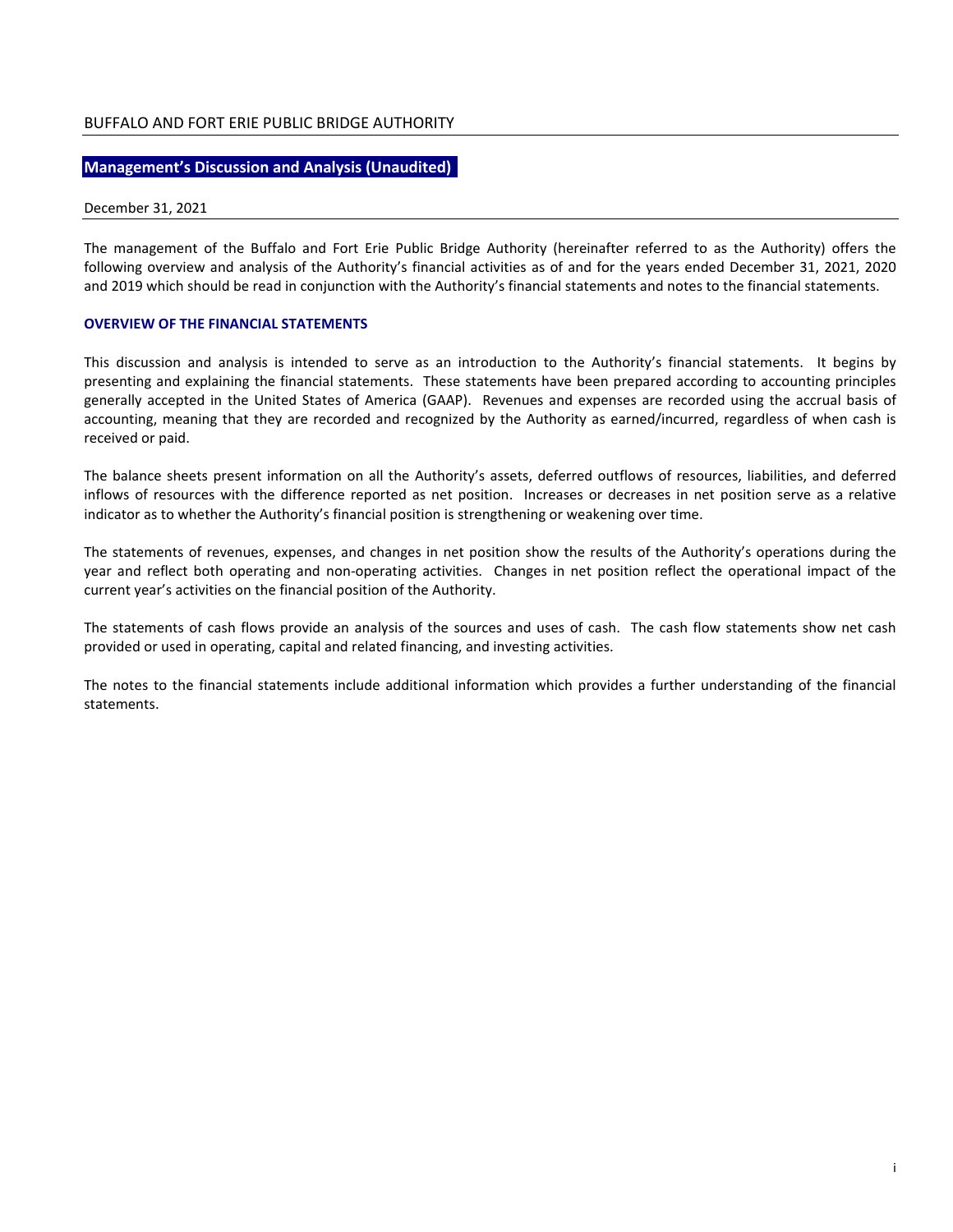BUFFALO AND FORT ERIE PUBLIC BRIDGE AUTHORITY

## Management's Discussion and Analysis (Unaudited)

December 31, 2021

The management of the Buffalo and Fort Erie Public Bridge Authority (hereinafter referred to as the Authority) offers the following overview and analysis of the Authority's financial activities as of and for the years ended December 31, 2021, 2020 and 2019 which should be read in conjunction with the Authority's financial statements and notes to the financial statements.

### OVERVIEW OF THE FINANCIAL STATEMENTS

This discussion and analysis is intended to serve as an introduction to the Authority's financial statements. It begins by presenting and explaining the financial statements. These statements have been prepared according to accounting principles generally accepted in the United States of America (GAAP). Revenues and expenses are recorded using the accrual basis of accounting, meaning that they are recorded and recognized by the Authority as earned/incurred, regardless of when cash is received or paid.

The balance sheets present information on all the Authority's assets, deferred outflows of resources, liabilities, and deferred inflows of resources with the difference reported as net position. Increases or decreases in net position serve as a relative indicator as to whether the Authority's financial position is strengthening or weakening over time.

The statements of revenues, expenses, and changes in net position show the results of the Authority's operations during the year and reflect both operating and non-operating activities. Changes in net position reflect the operational impact of the current year's activities on the financial position of the Authority.

The statements of cash flows provide an analysis of the sources and uses of cash. The cash flow statements show net cash provided or used in operating, capital and related financing, and investing activities.

The notes to the financial statements include additional information which provides a further understanding of the financial statements.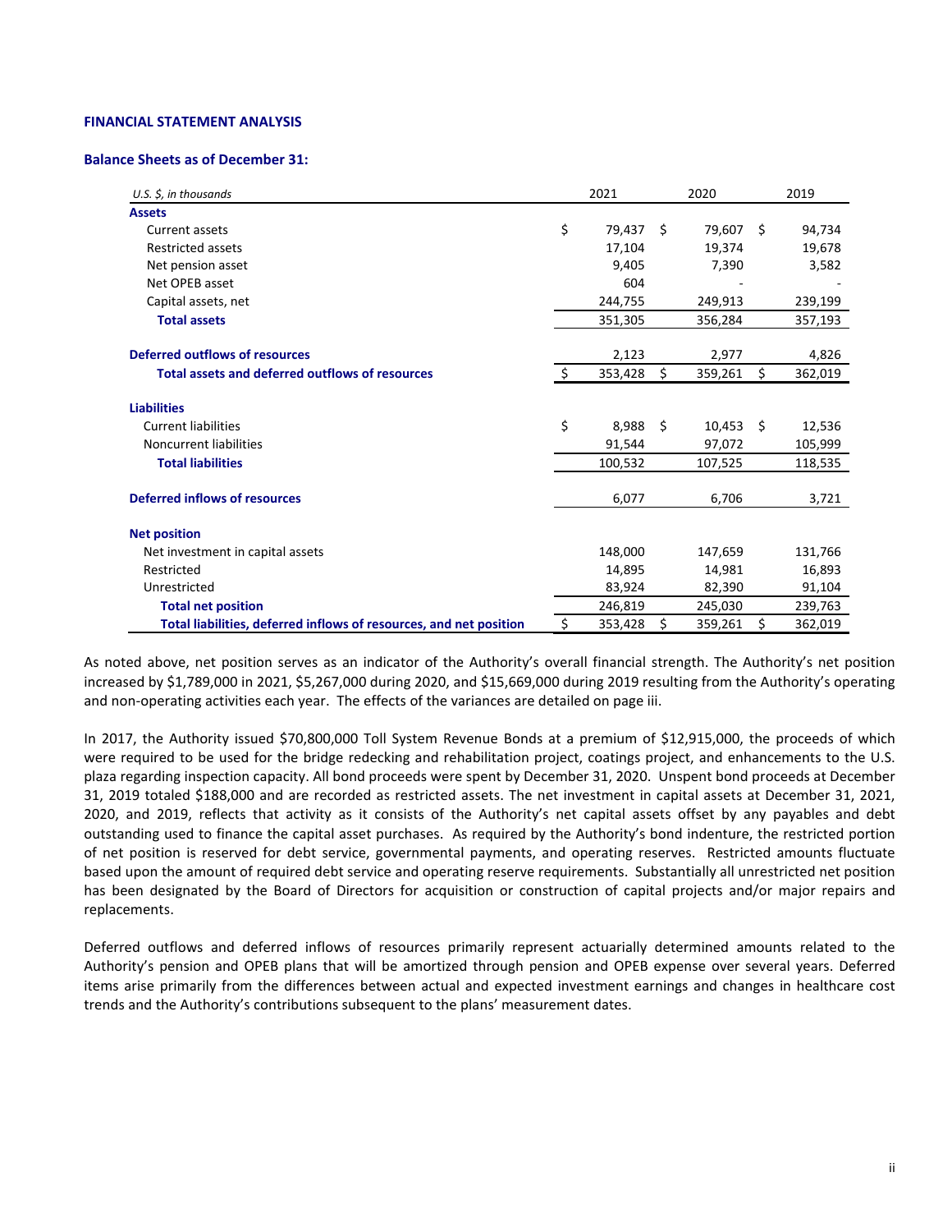**FINANCIAL STATEMENT ANALYSIS**

**Balance Sheets as of December 31:**

| *U.S. $, in thousands* | 2021 | 2020 | 2019 |
|---|---|---|---|
| **Assets** | | | |
| Current assets | $ 79,437 | $ 79,607 | $ 94,734 |
| Restricted assets | 17,104 | 19,374 | 19,678 |
| Net pension asset | 9,405 | 7,390 | 3,582 |
| Net OPEB asset | 604 | - | - |
| Capital assets, net | 244,755 | 249,913 | 239,199 |
| **Total assets** | 351,305 | 356,284 | 357,193 |
| **Deferred outflows of resources** | 2,123 | 2,977 | 4,826 |
| **Total assets and deferred outflows of resources** | $ 353,428 | $ 359,261 | $ 362,019 |
| **Liabilities** | | | |
| Current liabilities | $ 8,988 | $ 10,453 | $ 12,536 |
| Noncurrent liabilities | 91,544 | 97,072 | 105,999 |
| **Total liabilities** | 100,532 | 107,525 | 118,535 |
| **Deferred inflows of resources** | 6,077 | 6,706 | 3,721 |
| **Net position** | | | |
| Net investment in capital assets | 148,000 | 147,659 | 131,766 |
| Restricted | 14,895 | 14,981 | 16,893 |
| Unrestricted | 83,924 | 82,390 | 91,104 |
| **Total net position** | 246,819 | 245,030 | 239,763 |
| **Total liabilities, deferred inflows of resources, and net position** | $ 353,428 | $ 359,261 | $ 362,019 |

As noted above, net position serves as an indicator of the Authority's overall financial strength. The Authority's net position increased by $1,789,000 in 2021, $5,267,000 during 2020, and $15,669,000 during 2019 resulting from the Authority's operating and non-operating activities each year. The effects of the variances are detailed on page iii.

In 2017, the Authority issued $70,800,000 Toll System Revenue Bonds at a premium of $12,915,000, the proceeds of which were required to be used for the bridge redecking and rehabilitation project, coatings project, and enhancements to the U.S. plaza regarding inspection capacity. All bond proceeds were spent by December 31, 2020. Unspent bond proceeds at December 31, 2019 totaled $188,000 and are recorded as restricted assets. The net investment in capital assets at December 31, 2021, 2020, and 2019, reflects that activity as it consists of the Authority's net capital assets offset by any payables and debt outstanding used to finance the capital asset purchases. As required by the Authority's bond indenture, the restricted portion of net position is reserved for debt service, governmental payments, and operating reserves. Restricted amounts fluctuate based upon the amount of required debt service and operating reserve requirements. Substantially all unrestricted net position has been designated by the Board of Directors for acquisition or construction of capital projects and/or major repairs and replacements.

Deferred outflows and deferred inflows of resources primarily represent actuarially determined amounts related to the Authority's pension and OPEB plans that will be amortized through pension and OPEB expense over several years. Deferred items arise primarily from the differences between actual and expected investment earnings and changes in healthcare cost trends and the Authority's contributions subsequent to the plans' measurement dates.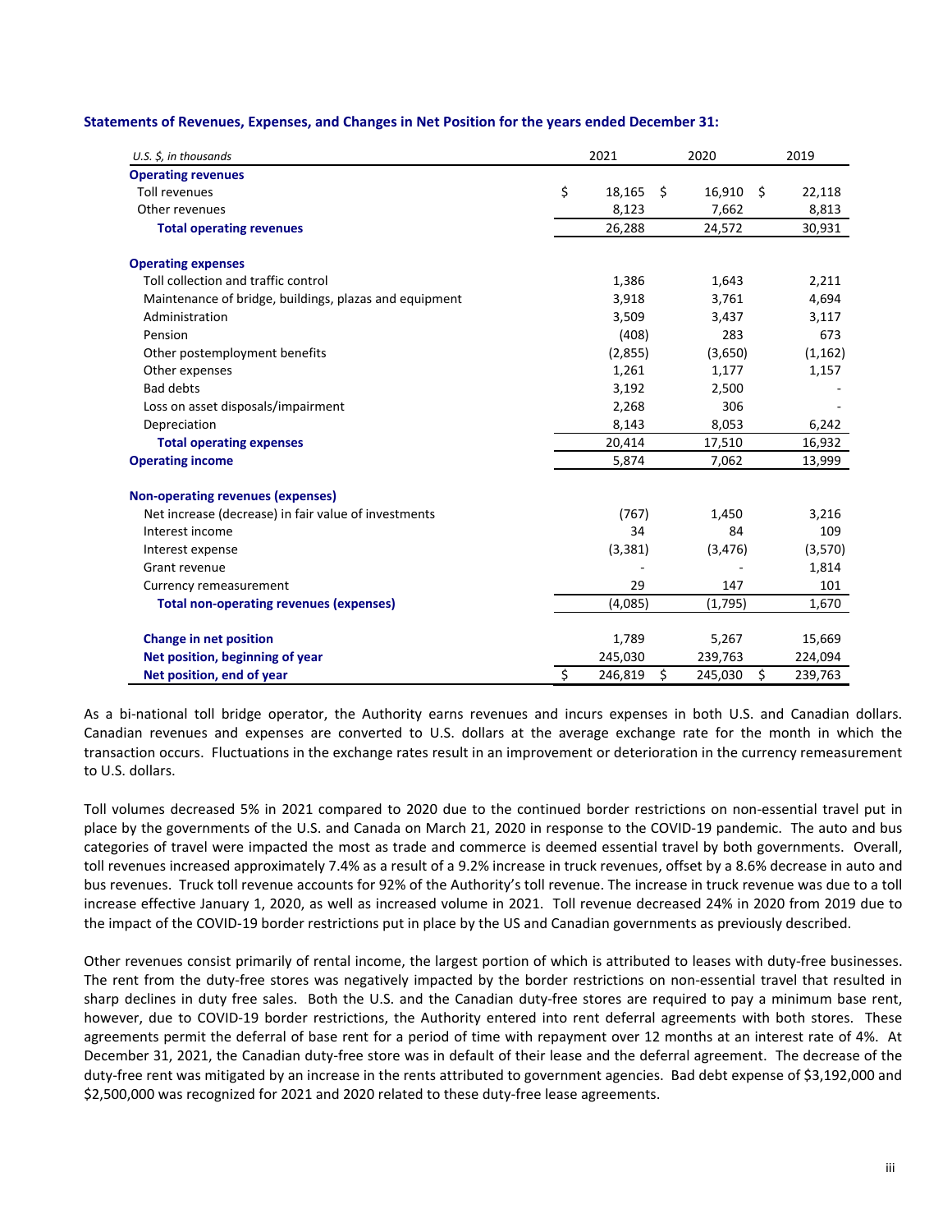**Statements of Revenues, Expenses, and Changes in Net Position for the years ended December 31:**

| *U.S. $, in thousands* | 2021 | 2020 | 2019 |
|---|---|---|---|
| **Operating revenues** | | | |
| Toll revenues | $ 18,165 | $ 16,910 | $ 22,118 |
| Other revenues | 8,123 | 7,662 | 8,813 |
| **Total operating revenues** | 26,288 | 24,572 | 30,931 |
| **Operating expenses** | | | |
| Toll collection and traffic control | 1,386 | 1,643 | 2,211 |
| Maintenance of bridge, buildings, plazas and equipment | 3,918 | 3,761 | 4,694 |
| Administration | 3,509 | 3,437 | 3,117 |
| Pension | (408) | 283 | 673 |
| Other postemployment benefits | (2,855) | (3,650) | (1,162) |
| Other expenses | 1,261 | 1,177 | 1,157 |
| Bad debts | 3,192 | 2,500 | - |
| Loss on asset disposals/impairment | 2,268 | 306 | - |
| Depreciation | 8,143 | 8,053 | 6,242 |
| **Total operating expenses** | 20,414 | 17,510 | 16,932 |
| **Operating income** | 5,874 | 7,062 | 13,999 |
| **Non-operating revenues (expenses)** | | | |
| Net increase (decrease) in fair value of investments | (767) | 1,450 | 3,216 |
| Interest income | 34 | 84 | 109 |
| Interest expense | (3,381) | (3,476) | (3,570) |
| Grant revenue | - | - | 1,814 |
| Currency remeasurement | 29 | 147 | 101 |
| **Total non-operating revenues (expenses)** | (4,085) | (1,795) | 1,670 |
| **Change in net position** | 1,789 | 5,267 | 15,669 |
| **Net position, beginning of year** | 245,030 | 239,763 | 224,094 |
| **Net position, end of year** | $ 246,819 | $ 245,030 | $ 239,763 |

As a bi-national toll bridge operator, the Authority earns revenues and incurs expenses in both U.S. and Canadian dollars. Canadian revenues and expenses are converted to U.S. dollars at the average exchange rate for the month in which the transaction occurs. Fluctuations in the exchange rates result in an improvement or deterioration in the currency remeasurement to U.S. dollars.

Toll volumes decreased 5% in 2021 compared to 2020 due to the continued border restrictions on non-essential travel put in place by the governments of the U.S. and Canada on March 21, 2020 in response to the COVID-19 pandemic. The auto and bus categories of travel were impacted the most as trade and commerce is deemed essential travel by both governments. Overall, toll revenues increased approximately 7.4% as a result of a 9.2% increase in truck revenues, offset by a 8.6% decrease in auto and bus revenues. Truck toll revenue accounts for 92% of the Authority's toll revenue. The increase in truck revenue was due to a toll increase effective January 1, 2020, as well as increased volume in 2021. Toll revenue decreased 24% in 2020 from 2019 due to the impact of the COVID-19 border restrictions put in place by the US and Canadian governments as previously described.

Other revenues consist primarily of rental income, the largest portion of which is attributed to leases with duty-free businesses. The rent from the duty-free stores was negatively impacted by the border restrictions on non-essential travel that resulted in sharp declines in duty free sales. Both the U.S. and the Canadian duty-free stores are required to pay a minimum base rent, however, due to COVID-19 border restrictions, the Authority entered into rent deferral agreements with both stores. These agreements permit the deferral of base rent for a period of time with repayment over 12 months at an interest rate of 4%. At December 31, 2021, the Canadian duty-free store was in default of their lease and the deferral agreement. The decrease of the duty-free rent was mitigated by an increase in the rents attributed to government agencies. Bad debt expense of $3,192,000 and $2,500,000 was recognized for 2021 and 2020 related to these duty-free lease agreements.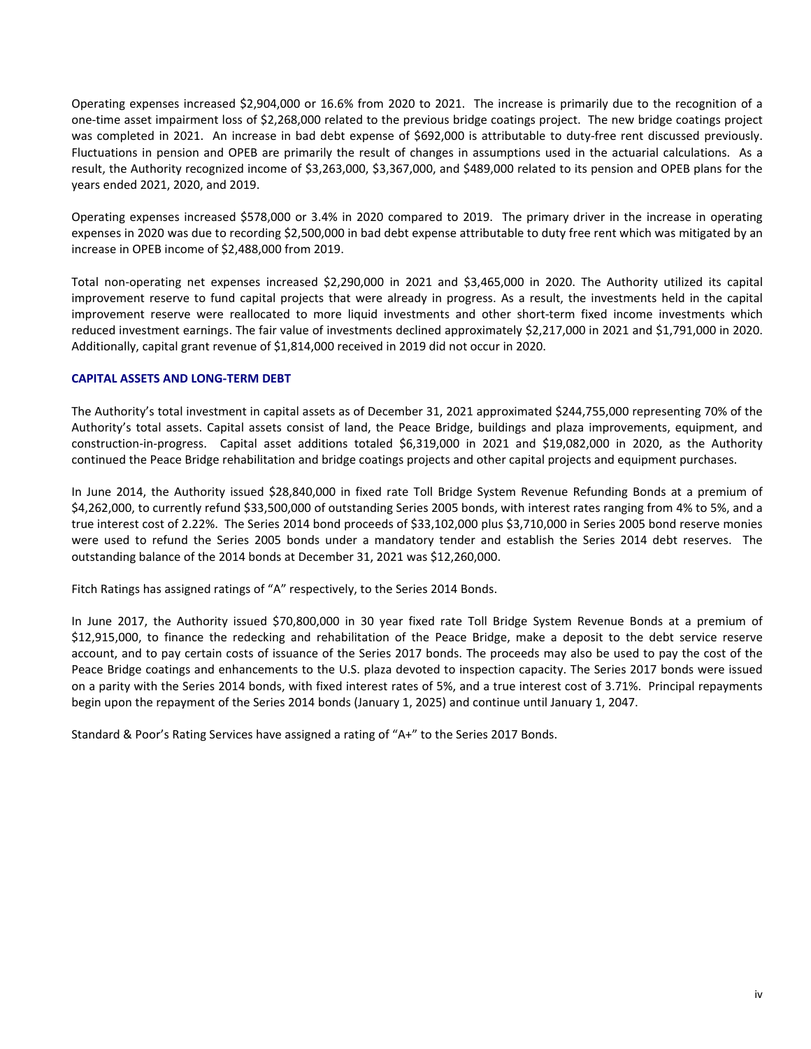Operating expenses increased $2,904,000 or 16.6% from 2020 to 2021. The increase is primarily due to the recognition of a one-time asset impairment loss of $2,268,000 related to the previous bridge coatings project. The new bridge coatings project was completed in 2021. An increase in bad debt expense of $692,000 is attributable to duty-free rent discussed previously. Fluctuations in pension and OPEB are primarily the result of changes in assumptions used in the actuarial calculations. As a result, the Authority recognized income of $3,263,000, $3,367,000, and $489,000 related to its pension and OPEB plans for the years ended 2021, 2020, and 2019.

Operating expenses increased $578,000 or 3.4% in 2020 compared to 2019. The primary driver in the increase in operating expenses in 2020 was due to recording $2,500,000 in bad debt expense attributable to duty free rent which was mitigated by an increase in OPEB income of $2,488,000 from 2019.

Total non-operating net expenses increased $2,290,000 in 2021 and $3,465,000 in 2020. The Authority utilized its capital improvement reserve to fund capital projects that were already in progress. As a result, the investments held in the capital improvement reserve were reallocated to more liquid investments and other short-term fixed income investments which reduced investment earnings. The fair value of investments declined approximately $2,217,000 in 2021 and $1,791,000 in 2020. Additionally, capital grant revenue of $1,814,000 received in 2019 did not occur in 2020.

## CAPITAL ASSETS AND LONG-TERM DEBT

The Authority's total investment in capital assets as of December 31, 2021 approximated $244,755,000 representing 70% of the Authority's total assets. Capital assets consist of land, the Peace Bridge, buildings and plaza improvements, equipment, and construction-in-progress. Capital asset additions totaled $6,319,000 in 2021 and $19,082,000 in 2020, as the Authority continued the Peace Bridge rehabilitation and bridge coatings projects and other capital projects and equipment purchases.

In June 2014, the Authority issued $28,840,000 in fixed rate Toll Bridge System Revenue Refunding Bonds at a premium of $4,262,000, to currently refund $33,500,000 of outstanding Series 2005 bonds, with interest rates ranging from 4% to 5%, and a true interest cost of 2.22%. The Series 2014 bond proceeds of $33,102,000 plus $3,710,000 in Series 2005 bond reserve monies were used to refund the Series 2005 bonds under a mandatory tender and establish the Series 2014 debt reserves. The outstanding balance of the 2014 bonds at December 31, 2021 was $12,260,000.

Fitch Ratings has assigned ratings of "A" respectively, to the Series 2014 Bonds.

In June 2017, the Authority issued $70,800,000 in 30 year fixed rate Toll Bridge System Revenue Bonds at a premium of $12,915,000, to finance the redecking and rehabilitation of the Peace Bridge, make a deposit to the debt service reserve account, and to pay certain costs of issuance of the Series 2017 bonds. The proceeds may also be used to pay the cost of the Peace Bridge coatings and enhancements to the U.S. plaza devoted to inspection capacity. The Series 2017 bonds were issued on a parity with the Series 2014 bonds, with fixed interest rates of 5%, and a true interest cost of 3.71%. Principal repayments begin upon the repayment of the Series 2014 bonds (January 1, 2025) and continue until January 1, 2047.

Standard & Poor's Rating Services have assigned a rating of "A+" to the Series 2017 Bonds.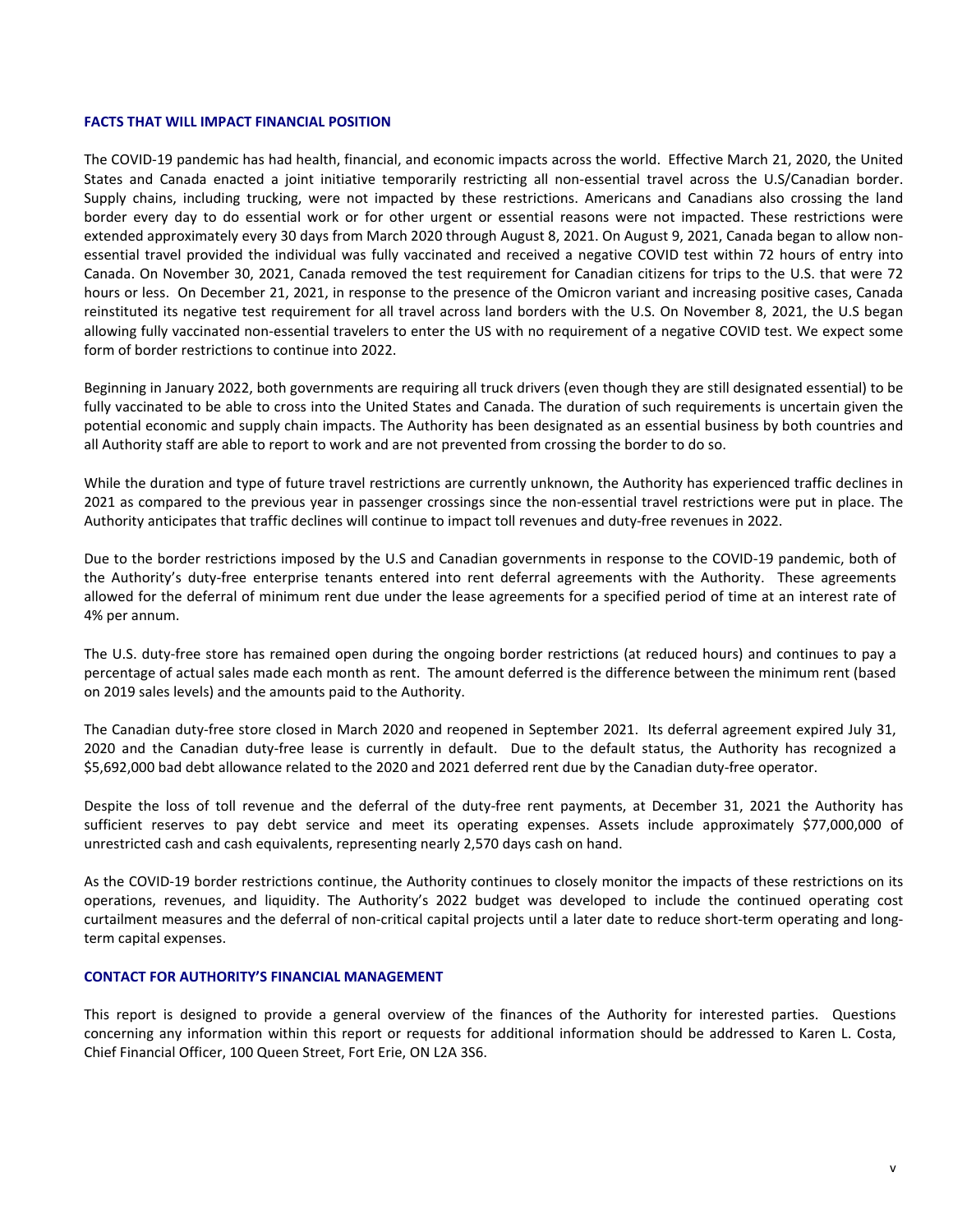## FACTS THAT WILL IMPACT FINANCIAL POSITION

The COVID-19 pandemic has had health, financial, and economic impacts across the world. Effective March 21, 2020, the United States and Canada enacted a joint initiative temporarily restricting all non-essential travel across the U.S/Canadian border. Supply chains, including trucking, were not impacted by these restrictions. Americans and Canadians also crossing the land border every day to do essential work or for other urgent or essential reasons were not impacted. These restrictions were extended approximately every 30 days from March 2020 through August 8, 2021. On August 9, 2021, Canada began to allow non-essential travel provided the individual was fully vaccinated and received a negative COVID test within 72 hours of entry into Canada. On November 30, 2021, Canada removed the test requirement for Canadian citizens for trips to the U.S. that were 72 hours or less. On December 21, 2021, in response to the presence of the Omicron variant and increasing positive cases, Canada reinstituted its negative test requirement for all travel across land borders with the U.S. On November 8, 2021, the U.S began allowing fully vaccinated non-essential travelers to enter the US with no requirement of a negative COVID test. We expect some form of border restrictions to continue into 2022.

Beginning in January 2022, both governments are requiring all truck drivers (even though they are still designated essential) to be fully vaccinated to be able to cross into the United States and Canada. The duration of such requirements is uncertain given the potential economic and supply chain impacts. The Authority has been designated as an essential business by both countries and all Authority staff are able to report to work and are not prevented from crossing the border to do so.

While the duration and type of future travel restrictions are currently unknown, the Authority has experienced traffic declines in 2021 as compared to the previous year in passenger crossings since the non-essential travel restrictions were put in place. The Authority anticipates that traffic declines will continue to impact toll revenues and duty-free revenues in 2022.

Due to the border restrictions imposed by the U.S and Canadian governments in response to the COVID-19 pandemic, both of the Authority's duty-free enterprise tenants entered into rent deferral agreements with the Authority. These agreements allowed for the deferral of minimum rent due under the lease agreements for a specified period of time at an interest rate of 4% per annum.

The U.S. duty-free store has remained open during the ongoing border restrictions (at reduced hours) and continues to pay a percentage of actual sales made each month as rent. The amount deferred is the difference between the minimum rent (based on 2019 sales levels) and the amounts paid to the Authority.

The Canadian duty-free store closed in March 2020 and reopened in September 2021. Its deferral agreement expired July 31, 2020 and the Canadian duty-free lease is currently in default. Due to the default status, the Authority has recognized a $5,692,000 bad debt allowance related to the 2020 and 2021 deferred rent due by the Canadian duty-free operator.

Despite the loss of toll revenue and the deferral of the duty-free rent payments, at December 31, 2021 the Authority has sufficient reserves to pay debt service and meet its operating expenses. Assets include approximately $77,000,000 of unrestricted cash and cash equivalents, representing nearly 2,570 days cash on hand.

As the COVID-19 border restrictions continue, the Authority continues to closely monitor the impacts of these restrictions on its operations, revenues, and liquidity. The Authority's 2022 budget was developed to include the continued operating cost curtailment measures and the deferral of non-critical capital projects until a later date to reduce short-term operating and long-term capital expenses.

## CONTACT FOR AUTHORITY'S FINANCIAL MANAGEMENT

This report is designed to provide a general overview of the finances of the Authority for interested parties. Questions concerning any information within this report or requests for additional information should be addressed to Karen L. Costa, Chief Financial Officer, 100 Queen Street, Fort Erie, ON L2A 3S6.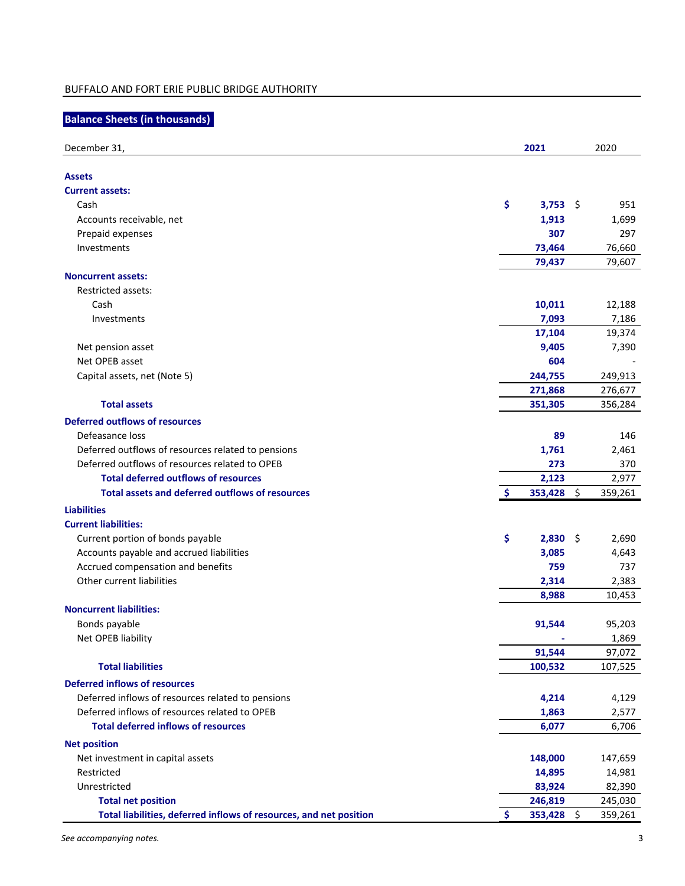BUFFALO AND FORT ERIE PUBLIC BRIDGE AUTHORITY

## Balance Sheets (in thousands)

| December 31, | 2021 | 2020 |
|---|---|---|
| **Assets** | | |
| **Current assets:** | | |
| Cash | $ 3,753 | $ 951 |
| Accounts receivable, net | 1,913 | 1,699 |
| Prepaid expenses | 307 | 297 |
| Investments | 73,464 | 76,660 |
| | 79,437 | 79,607 |
| **Noncurrent assets:** | | |
| Restricted assets: | | |
| Cash | 10,011 | 12,188 |
| Investments | 7,093 | 7,186 |
| | 17,104 | 19,374 |
| Net pension asset | 9,405 | 7,390 |
| Net OPEB asset | 604 | - |
| Capital assets, net (Note 5) | 244,755 | 249,913 |
| | 271,868 | 276,677 |
| **Total assets** | 351,305 | 356,284 |
| **Deferred outflows of resources** | | |
| Defeasance loss | 89 | 146 |
| Deferred outflows of resources related to pensions | 1,761 | 2,461 |
| Deferred outflows of resources related to OPEB | 273 | 370 |
| **Total deferred outflows of resources** | 2,123 | 2,977 |
| **Total assets and deferred outflows of resources** | $ 353,428 | $ 359,261 |
| **Liabilities** | | |
| **Current liabilities:** | | |
| Current portion of bonds payable | $ 2,830 | $ 2,690 |
| Accounts payable and accrued liabilities | 3,085 | 4,643 |
| Accrued compensation and benefits | 759 | 737 |
| Other current liabilities | 2,314 | 2,383 |
| | 8,988 | 10,453 |
| **Noncurrent liabilities:** | | |
| Bonds payable | 91,544 | 95,203 |
| Net OPEB liability | - | 1,869 |
| | 91,544 | 97,072 |
| **Total liabilities** | 100,532 | 107,525 |
| **Deferred inflows of resources** | | |
| Deferred inflows of resources related to pensions | 4,214 | 4,129 |
| Deferred inflows of resources related to OPEB | 1,863 | 2,577 |
| **Total deferred inflows of resources** | 6,077 | 6,706 |
| **Net position** | | |
| Net investment in capital assets | 148,000 | 147,659 |
| Restricted | 14,895 | 14,981 |
| Unrestricted | 83,924 | 82,390 |
| **Total net position** | 246,819 | 245,030 |
| **Total liabilities, deferred inflows of resources, and net position** | $ 353,428 | $ 359,261 |

*See accompanying notes.*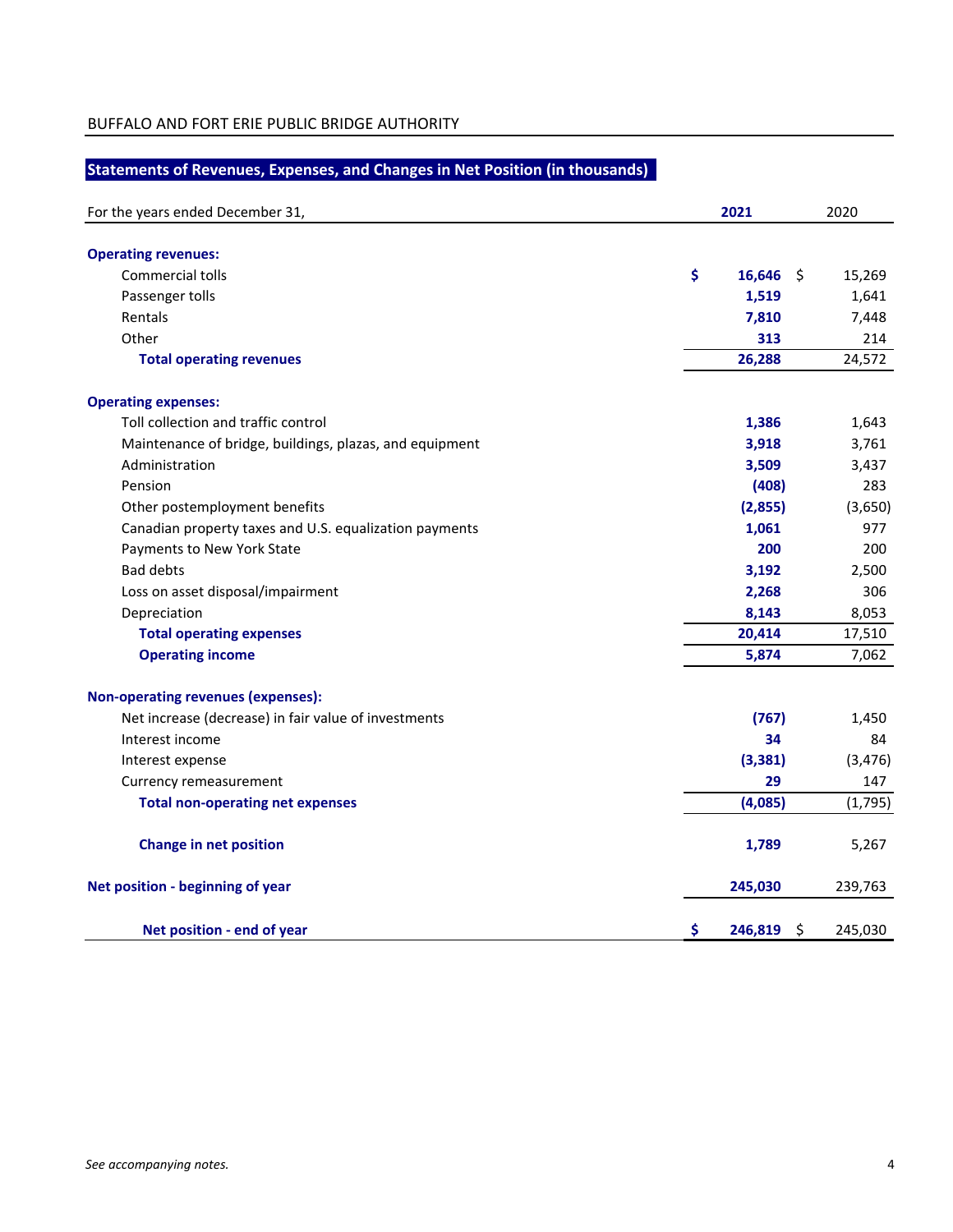BUFFALO AND FORT ERIE PUBLIC BRIDGE AUTHORITY

## Statements of Revenues, Expenses, and Changes in Net Position (in thousands)

| For the years ended December 31, | 2021 | 2020 |
|---|---|---|
| **Operating revenues:** | | |
| Commercial tolls | $ 16,646 | $ 15,269 |
| Passenger tolls | 1,519 | 1,641 |
| Rentals | 7,810 | 7,448 |
| Other | 313 | 214 |
| **Total operating revenues** | 26,288 | 24,572 |
| **Operating expenses:** | | |
| Toll collection and traffic control | 1,386 | 1,643 |
| Maintenance of bridge, buildings, plazas, and equipment | 3,918 | 3,761 |
| Administration | 3,509 | 3,437 |
| Pension | (408) | 283 |
| Other postemployment benefits | (2,855) | (3,650) |
| Canadian property taxes and U.S. equalization payments | 1,061 | 977 |
| Payments to New York State | 200 | 200 |
| Bad debts | 3,192 | 2,500 |
| Loss on asset disposal/impairment | 2,268 | 306 |
| Depreciation | 8,143 | 8,053 |
| **Total operating expenses** | 20,414 | 17,510 |
| **Operating income** | 5,874 | 7,062 |
| **Non-operating revenues (expenses):** | | |
| Net increase (decrease) in fair value of investments | (767) | 1,450 |
| Interest income | 34 | 84 |
| Interest expense | (3,381) | (3,476) |
| Currency remeasurement | 29 | 147 |
| **Total non-operating net expenses** | (4,085) | (1,795) |
| **Change in net position** | 1,789 | 5,267 |
| **Net position - beginning of year** | 245,030 | 239,763 |
| **Net position - end of year** | $ 246,819 | $ 245,030 |

*See accompanying notes.*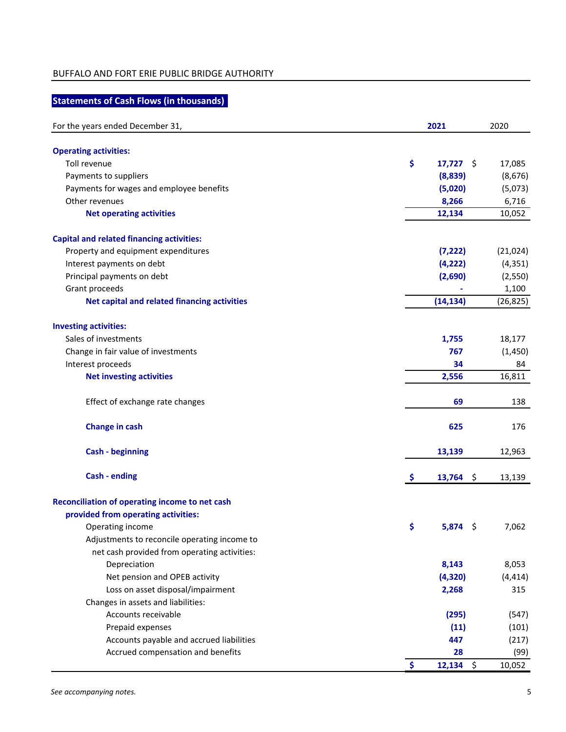BUFFALO AND FORT ERIE PUBLIC BRIDGE AUTHORITY

## Statements of Cash Flows (in thousands)

| For the years ended December 31, | 2021 | 2020 |
|---|---|---|
| **Operating activities:** | | |
| Toll revenue | $ 17,727 | $ 17,085 |
| Payments to suppliers | (8,839) | (8,676) |
| Payments for wages and employee benefits | (5,020) | (5,073) |
| Other revenues | 8,266 | 6,716 |
| **Net operating activities** | 12,134 | 10,052 |
| **Capital and related financing activities:** | | |
| Property and equipment expenditures | (7,222) | (21,024) |
| Interest payments on debt | (4,222) | (4,351) |
| Principal payments on debt | (2,690) | (2,550) |
| Grant proceeds | - | 1,100 |
| **Net capital and related financing activities** | (14,134) | (26,825) |
| **Investing activities:** | | |
| Sales of investments | 1,755 | 18,177 |
| Change in fair value of investments | 767 | (1,450) |
| Interest proceeds | 34 | 84 |
| **Net investing activities** | 2,556 | 16,811 |
| Effect of exchange rate changes | 69 | 138 |
| **Change in cash** | 625 | 176 |
| **Cash - beginning** | 13,139 | 12,963 |
| **Cash - ending** | $ 13,764 | $ 13,139 |
| **Reconciliation of operating income to net cash provided from operating activities:** | | |
| Operating income | $ 5,874 | $ 7,062 |
| Adjustments to reconcile operating income to net cash provided from operating activities: | | |
| Depreciation | 8,143 | 8,053 |
| Net pension and OPEB activity | (4,320) | (4,414) |
| Loss on asset disposal/impairment | 2,268 | 315 |
| Changes in assets and liabilities: | | |
| Accounts receivable | (295) | (547) |
| Prepaid expenses | (11) | (101) |
| Accounts payable and accrued liabilities | 447 | (217) |
| Accrued compensation and benefits | 28 | (99) |
| | $ 12,134 | $ 10,052 |

*See accompanying notes.*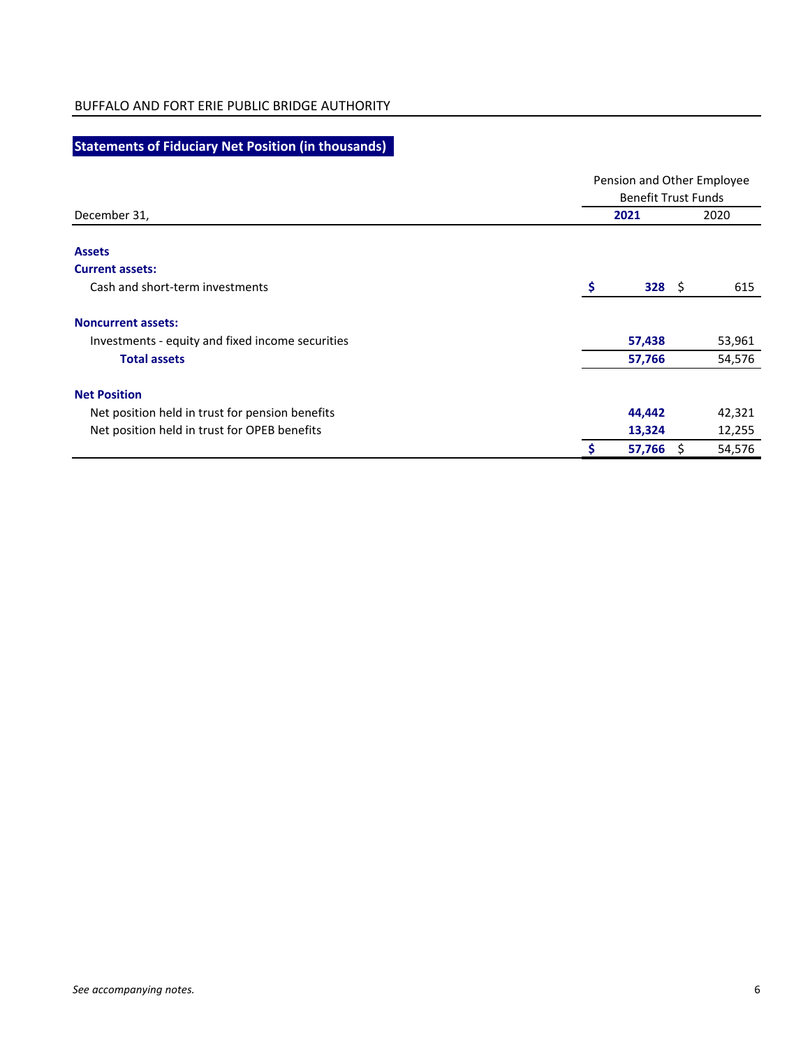BUFFALO AND FORT ERIE PUBLIC BRIDGE AUTHORITY

## Statements of Fiduciary Net Position (in thousands)

| | Pension and Other Employee Benefit Trust Funds | |
|---|---|---|
| December 31, | **2021** | 2020 |
| **Assets** | | |
| **Current assets:** | | |
| Cash and short-term investments | **$ 328** | $ 615 |
| **Noncurrent assets:** | | |
| Investments - equity and fixed income securities | **57,438** | 53,961 |
| **Total assets** | **57,766** | 54,576 |
| **Net Position** | | |
| Net position held in trust for pension benefits | **44,442** | 42,321 |
| Net position held in trust for OPEB benefits | **13,324** | 12,255 |
| | **$ 57,766** | $ 54,576 |

*See accompanying notes.*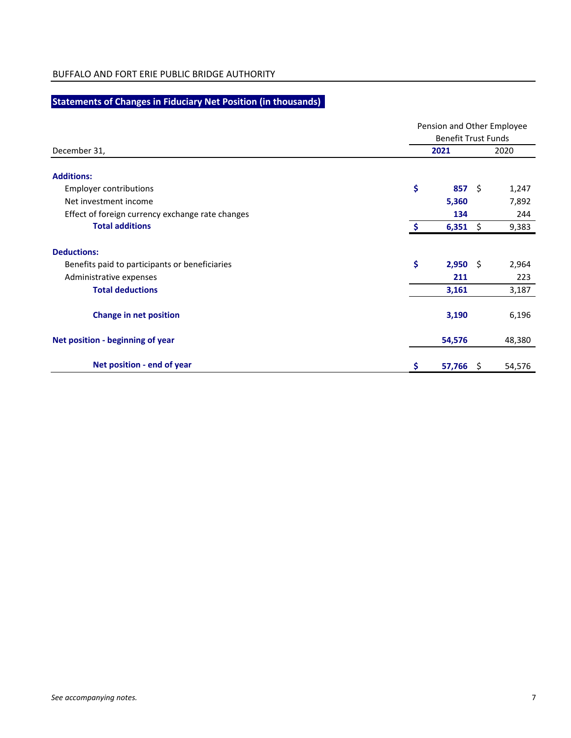BUFFALO AND FORT ERIE PUBLIC BRIDGE AUTHORITY

## Statements of Changes in Fiduciary Net Position (in thousands)

| | Pension and Other Employee Benefit Trust Funds | |
|---|---|---|
| December 31, | **2021** | 2020 |
| **Additions:** | | |
| Employer contributions | **$ 857** | $ 1,247 |
| Net investment income | **5,360** | 7,892 |
| Effect of foreign currency exchange rate changes | **134** | 244 |
| **Total additions** | **$ 6,351** | $ 9,383 |
| **Deductions:** | | |
| Benefits paid to participants or beneficiaries | **$ 2,950** | $ 2,964 |
| Administrative expenses | **211** | 223 |
| **Total deductions** | **3,161** | 3,187 |
| **Change in net position** | **3,190** | 6,196 |
| **Net position - beginning of year** | **54,576** | 48,380 |
| **Net position - end of year** | **$ 57,766** | $ 54,576 |

*See accompanying notes.*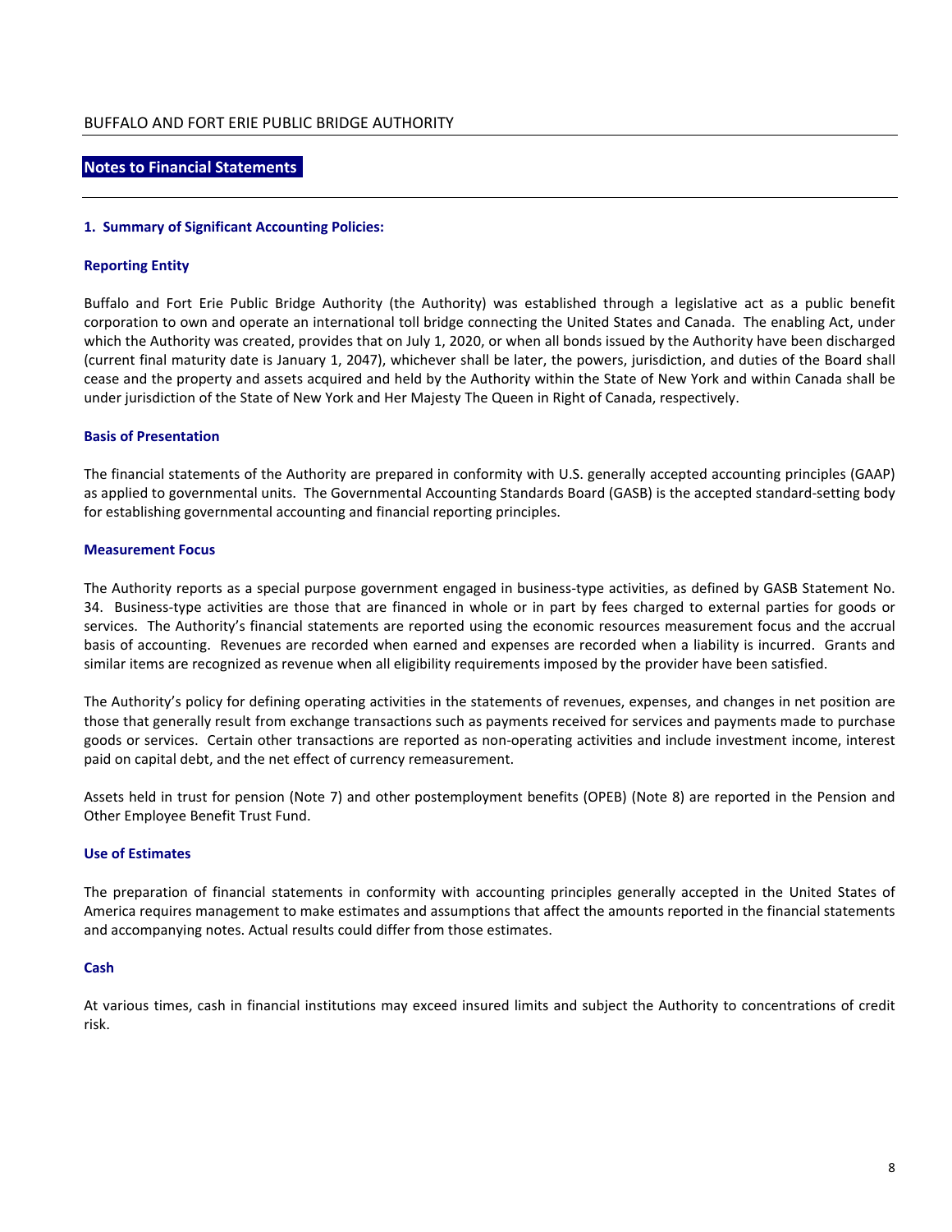## Notes to Financial Statements

### 1. Summary of Significant Accounting Policies:

#### Reporting Entity

Buffalo and Fort Erie Public Bridge Authority (the Authority) was established through a legislative act as a public benefit corporation to own and operate an international toll bridge connecting the United States and Canada. The enabling Act, under which the Authority was created, provides that on July 1, 2020, or when all bonds issued by the Authority have been discharged (current final maturity date is January 1, 2047), whichever shall be later, the powers, jurisdiction, and duties of the Board shall cease and the property and assets acquired and held by the Authority within the State of New York and within Canada shall be under jurisdiction of the State of New York and Her Majesty The Queen in Right of Canada, respectively.

#### Basis of Presentation

The financial statements of the Authority are prepared in conformity with U.S. generally accepted accounting principles (GAAP) as applied to governmental units. The Governmental Accounting Standards Board (GASB) is the accepted standard-setting body for establishing governmental accounting and financial reporting principles.

#### Measurement Focus

The Authority reports as a special purpose government engaged in business-type activities, as defined by GASB Statement No. 34. Business-type activities are those that are financed in whole or in part by fees charged to external parties for goods or services. The Authority's financial statements are reported using the economic resources measurement focus and the accrual basis of accounting. Revenues are recorded when earned and expenses are recorded when a liability is incurred. Grants and similar items are recognized as revenue when all eligibility requirements imposed by the provider have been satisfied.

The Authority's policy for defining operating activities in the statements of revenues, expenses, and changes in net position are those that generally result from exchange transactions such as payments received for services and payments made to purchase goods or services. Certain other transactions are reported as non-operating activities and include investment income, interest paid on capital debt, and the net effect of currency remeasurement.

Assets held in trust for pension (Note 7) and other postemployment benefits (OPEB) (Note 8) are reported in the Pension and Other Employee Benefit Trust Fund.

#### Use of Estimates

The preparation of financial statements in conformity with accounting principles generally accepted in the United States of America requires management to make estimates and assumptions that affect the amounts reported in the financial statements and accompanying notes. Actual results could differ from those estimates.

#### Cash

At various times, cash in financial institutions may exceed insured limits and subject the Authority to concentrations of credit risk.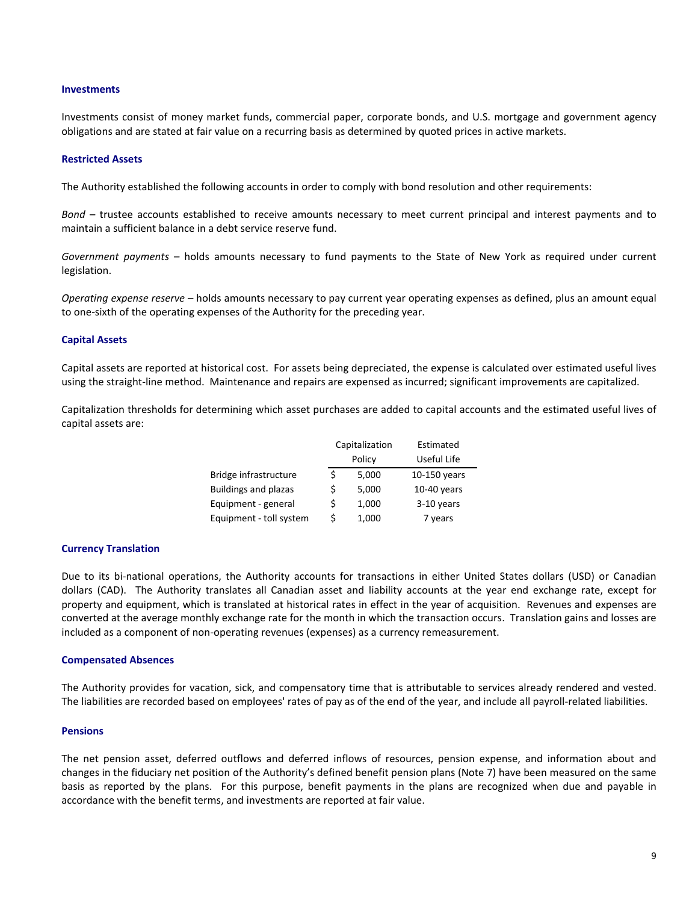### Investments

Investments consist of money market funds, commercial paper, corporate bonds, and U.S. mortgage and government agency obligations and are stated at fair value on a recurring basis as determined by quoted prices in active markets.

### Restricted Assets

The Authority established the following accounts in order to comply with bond resolution and other requirements:

*Bond* – trustee accounts established to receive amounts necessary to meet current principal and interest payments and to maintain a sufficient balance in a debt service reserve fund.

*Government payments* – holds amounts necessary to fund payments to the State of New York as required under current legislation.

*Operating expense reserve* – holds amounts necessary to pay current year operating expenses as defined, plus an amount equal to one-sixth of the operating expenses of the Authority for the preceding year.

### Capital Assets

Capital assets are reported at historical cost. For assets being depreciated, the expense is calculated over estimated useful lives using the straight-line method. Maintenance and repairs are expensed as incurred; significant improvements are capitalized.

Capitalization thresholds for determining which asset purchases are added to capital accounts and the estimated useful lives of capital assets are:

| | Capitalization Policy | Estimated Useful Life |
|---|---|---|
| Bridge infrastructure | $ 5,000 | 10-150 years |
| Buildings and plazas | $ 5,000 | 10-40 years |
| Equipment - general | $ 1,000 | 3-10 years |
| Equipment - toll system | $ 1,000 | 7 years |

### Currency Translation

Due to its bi-national operations, the Authority accounts for transactions in either United States dollars (USD) or Canadian dollars (CAD). The Authority translates all Canadian asset and liability accounts at the year end exchange rate, except for property and equipment, which is translated at historical rates in effect in the year of acquisition. Revenues and expenses are converted at the average monthly exchange rate for the month in which the transaction occurs. Translation gains and losses are included as a component of non-operating revenues (expenses) as a currency remeasurement.

### Compensated Absences

The Authority provides for vacation, sick, and compensatory time that is attributable to services already rendered and vested. The liabilities are recorded based on employees' rates of pay as of the end of the year, and include all payroll-related liabilities.

### Pensions

The net pension asset, deferred outflows and deferred inflows of resources, pension expense, and information about and changes in the fiduciary net position of the Authority's defined benefit pension plans (Note 7) have been measured on the same basis as reported by the plans. For this purpose, benefit payments in the plans are recognized when due and payable in accordance with the benefit terms, and investments are reported at fair value.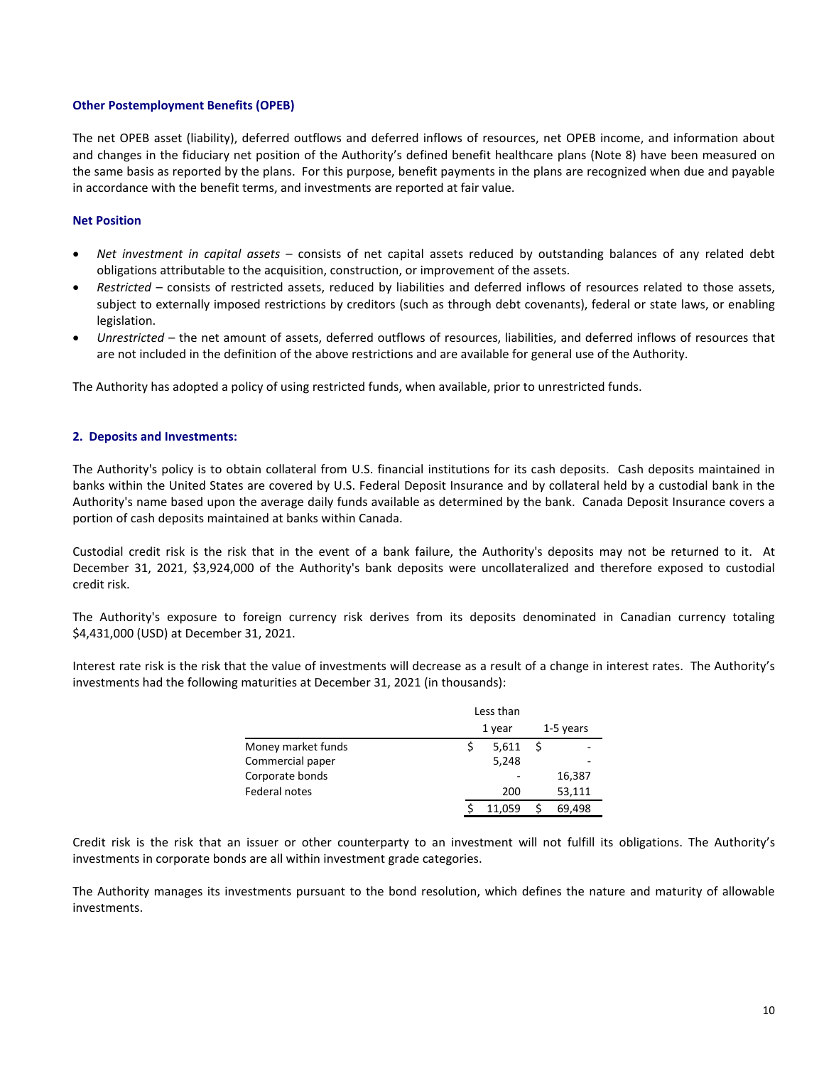### Other Postemployment Benefits (OPEB)

The net OPEB asset (liability), deferred outflows and deferred inflows of resources, net OPEB income, and information about and changes in the fiduciary net position of the Authority's defined benefit healthcare plans (Note 8) have been measured on the same basis as reported by the plans. For this purpose, benefit payments in the plans are recognized when due and payable in accordance with the benefit terms, and investments are reported at fair value.

### Net Position

- *Net investment in capital assets* – consists of net capital assets reduced by outstanding balances of any related debt obligations attributable to the acquisition, construction, or improvement of the assets.
- *Restricted* – consists of restricted assets, reduced by liabilities and deferred inflows of resources related to those assets, subject to externally imposed restrictions by creditors (such as through debt covenants), federal or state laws, or enabling legislation.
- *Unrestricted* – the net amount of assets, deferred outflows of resources, liabilities, and deferred inflows of resources that are not included in the definition of the above restrictions and are available for general use of the Authority.

The Authority has adopted a policy of using restricted funds, when available, prior to unrestricted funds.

## 2. Deposits and Investments:

The Authority's policy is to obtain collateral from U.S. financial institutions for its cash deposits. Cash deposits maintained in banks within the United States are covered by U.S. Federal Deposit Insurance and by collateral held by a custodial bank in the Authority's name based upon the average daily funds available as determined by the bank. Canada Deposit Insurance covers a portion of cash deposits maintained at banks within Canada.

Custodial credit risk is the risk that in the event of a bank failure, the Authority's deposits may not be returned to it. At December 31, 2021, $3,924,000 of the Authority's bank deposits were uncollateralized and therefore exposed to custodial credit risk.

The Authority's exposure to foreign currency risk derives from its deposits denominated in Canadian currency totaling $4,431,000 (USD) at December 31, 2021.

Interest rate risk is the risk that the value of investments will decrease as a result of a change in interest rates. The Authority's investments had the following maturities at December 31, 2021 (in thousands):

| | Less than 1 year | 1-5 years |
|---|---|---|
| Money market funds | $ 5,611 | $ - |
| Commercial paper | 5,248 | - |
| Corporate bonds | - | 16,387 |
| Federal notes | 200 | 53,111 |
| | $ 11,059 | $ 69,498 |

Credit risk is the risk that an issuer or other counterparty to an investment will not fulfill its obligations. The Authority's investments in corporate bonds are all within investment grade categories.

The Authority manages its investments pursuant to the bond resolution, which defines the nature and maturity of allowable investments.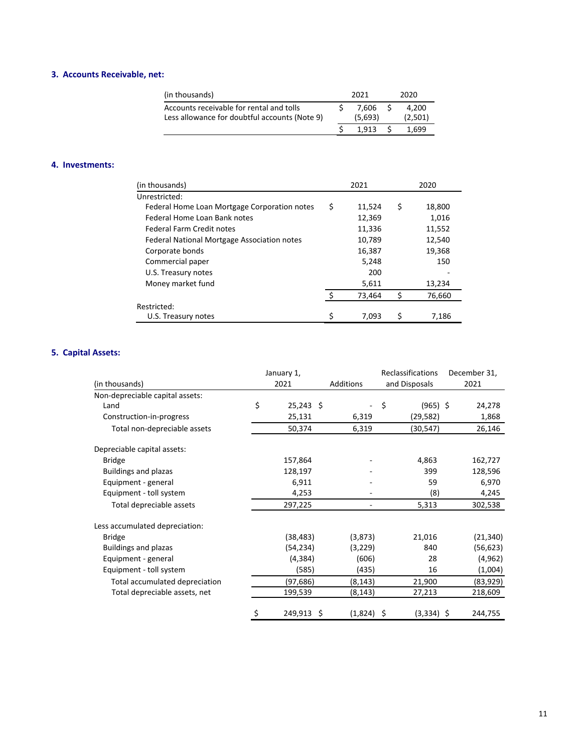### 3. Accounts Receivable, net:

| (in thousands) | 2021 | 2020 |
|---|---|---|
| Accounts receivable for rental and tolls | $ 7,606 | $ 4,200 |
| Less allowance for doubtful accounts (Note 9) | (5,693) | (2,501) |
| | $ 1,913 | $ 1,699 |

### 4. Investments:

| (in thousands) | 2021 | 2020 |
|---|---|---|
| Unrestricted: | | |
| Federal Home Loan Mortgage Corporation notes | $ 11,524 | $ 18,800 |
| Federal Home Loan Bank notes | 12,369 | 1,016 |
| Federal Farm Credit notes | 11,336 | 11,552 |
| Federal National Mortgage Association notes | 10,789 | 12,540 |
| Corporate bonds | 16,387 | 19,368 |
| Commercial paper | 5,248 | 150 |
| U.S. Treasury notes | 200 | - |
| Money market fund | 5,611 | 13,234 |
| | $ 73,464 | $ 76,660 |
| Restricted: | | |
| U.S. Treasury notes | $ 7,093 | $ 7,186 |

### 5. Capital Assets:

| (in thousands) | January 1, 2021 | Additions | Reclassifications and Disposals | December 31, 2021 |
|---|---|---|---|---|
| Non-depreciable capital assets: | | | | |
| Land | $ 25,243 | $ - | $ (965) | $ 24,278 |
| Construction-in-progress | 25,131 | 6,319 | (29,582) | 1,868 |
| Total non-depreciable assets | 50,374 | 6,319 | (30,547) | 26,146 |
| Depreciable capital assets: | | | | |
| Bridge | 157,864 | - | 4,863 | 162,727 |
| Buildings and plazas | 128,197 | - | 399 | 128,596 |
| Equipment - general | 6,911 | - | 59 | 6,970 |
| Equipment - toll system | 4,253 | - | (8) | 4,245 |
| Total depreciable assets | 297,225 | - | 5,313 | 302,538 |
| Less accumulated depreciation: | | | | |
| Bridge | (38,483) | (3,873) | 21,016 | (21,340) |
| Buildings and plazas | (54,234) | (3,229) | 840 | (56,623) |
| Equipment - general | (4,384) | (606) | 28 | (4,962) |
| Equipment - toll system | (585) | (435) | 16 | (1,004) |
| Total accumulated depreciation | (97,686) | (8,143) | 21,900 | (83,929) |
| Total depreciable assets, net | 199,539 | (8,143) | 27,213 | 218,609 |
| | $ 249,913 | $ (1,824) | $ (3,334) | $ 244,755 |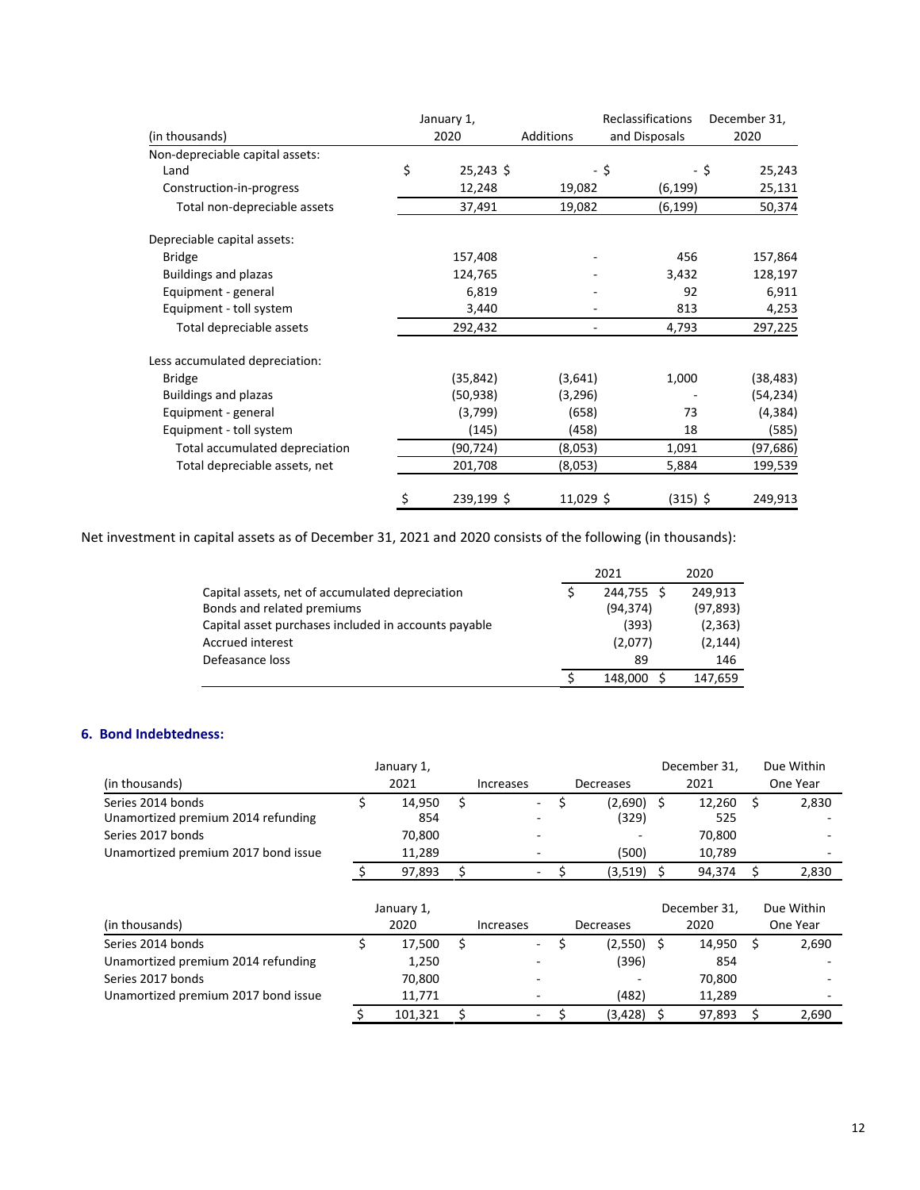| (in thousands) | January 1, 2020 | Additions | Reclassifications and Disposals | December 31, 2020 |
|---|---|---|---|---|
| Non-depreciable capital assets: | | | | |
| Land | $ 25,243 | $ - | $ - | $ 25,243 |
| Construction-in-progress | 12,248 | 19,082 | (6,199) | 25,131 |
| Total non-depreciable assets | 37,491 | 19,082 | (6,199) | 50,374 |
| Depreciable capital assets: | | | | |
| Bridge | 157,408 | - | 456 | 157,864 |
| Buildings and plazas | 124,765 | - | 3,432 | 128,197 |
| Equipment - general | 6,819 | - | 92 | 6,911 |
| Equipment - toll system | 3,440 | - | 813 | 4,253 |
| Total depreciable assets | 292,432 | - | 4,793 | 297,225 |
| Less accumulated depreciation: | | | | |
| Bridge | (35,842) | (3,641) | 1,000 | (38,483) |
| Buildings and plazas | (50,938) | (3,296) | - | (54,234) |
| Equipment - general | (3,799) | (658) | 73 | (4,384) |
| Equipment - toll system | (145) | (458) | 18 | (585) |
| Total accumulated depreciation | (90,724) | (8,053) | 1,091 | (97,686) |
| Total depreciable assets, net | 201,708 | (8,053) | 5,884 | 199,539 |
| | $ 239,199 | $ 11,029 | $ (315) | $ 249,913 |

Net investment in capital assets as of December 31, 2021 and 2020 consists of the following (in thousands):

| | 2021 | 2020 |
|---|---|---|
| Capital assets, net of accumulated depreciation | $ 244,755 | $ 249,913 |
| Bonds and related premiums | (94,374) | (97,893) |
| Capital asset purchases included in accounts payable | (393) | (2,363) |
| Accrued interest | (2,077) | (2,144) |
| Defeasance loss | 89 | 146 |
| | $ 148,000 | $ 147,659 |

## 6. Bond Indebtedness:

| (in thousands) | January 1, 2021 | Increases | Decreases | December 31, 2021 | Due Within One Year |
|---|---|---|---|---|---|
| Series 2014 bonds | $ 14,950 | $ - | $ (2,690) | $ 12,260 | $ 2,830 |
| Unamortized premium 2014 refunding | 854 | - | (329) | 525 | - |
| Series 2017 bonds | 70,800 | - | - | 70,800 | - |
| Unamortized premium 2017 bond issue | 11,289 | - | (500) | 10,789 | - |
| | $ 97,893 | $ - | $ (3,519) | $ 94,374 | $ 2,830 |

| (in thousands) | January 1, 2020 | Increases | Decreases | December 31, 2020 | Due Within One Year |
|---|---|---|---|---|---|
| Series 2014 bonds | $ 17,500 | $ - | $ (2,550) | $ 14,950 | $ 2,690 |
| Unamortized premium 2014 refunding | 1,250 | - | (396) | 854 | - |
| Series 2017 bonds | 70,800 | - | - | 70,800 | - |
| Unamortized premium 2017 bond issue | 11,771 | - | (482) | 11,289 | - |
| | $ 101,321 | $ - | $ (3,428) | $ 97,893 | $ 2,690 |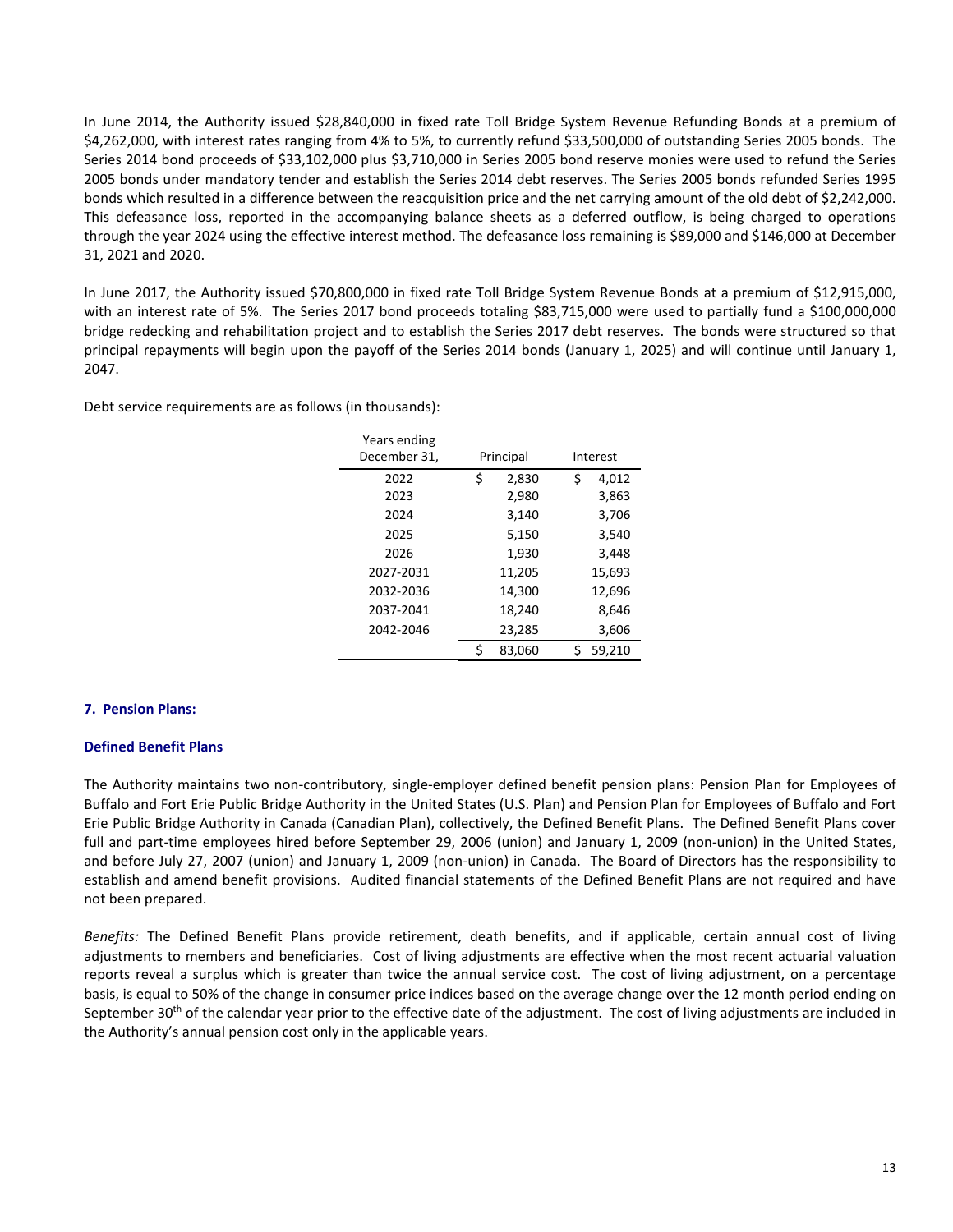In June 2014, the Authority issued $28,840,000 in fixed rate Toll Bridge System Revenue Refunding Bonds at a premium of $4,262,000, with interest rates ranging from 4% to 5%, to currently refund $33,500,000 of outstanding Series 2005 bonds. The Series 2014 bond proceeds of $33,102,000 plus $3,710,000 in Series 2005 bond reserve monies were used to refund the Series 2005 bonds under mandatory tender and establish the Series 2014 debt reserves. The Series 2005 bonds refunded Series 1995 bonds which resulted in a difference between the reacquisition price and the net carrying amount of the old debt of $2,242,000. This defeasance loss, reported in the accompanying balance sheets as a deferred outflow, is being charged to operations through the year 2024 using the effective interest method. The defeasance loss remaining is $89,000 and $146,000 at December 31, 2021 and 2020.

In June 2017, the Authority issued $70,800,000 in fixed rate Toll Bridge System Revenue Bonds at a premium of $12,915,000, with an interest rate of 5%. The Series 2017 bond proceeds totaling $83,715,000 were used to partially fund a $100,000,000 bridge redecking and rehabilitation project and to establish the Series 2017 debt reserves. The bonds were structured so that principal repayments will begin upon the payoff of the Series 2014 bonds (January 1, 2025) and will continue until January 1, 2047.

Debt service requirements are as follows (in thousands):

| Years ending December 31, | Principal | Interest |
|---|---|---|
| 2022 | $ 2,830 | $ 4,012 |
| 2023 | 2,980 | 3,863 |
| 2024 | 3,140 | 3,706 |
| 2025 | 5,150 | 3,540 |
| 2026 | 1,930 | 3,448 |
| 2027-2031 | 11,205 | 15,693 |
| 2032-2036 | 14,300 | 12,696 |
| 2037-2041 | 18,240 | 8,646 |
| 2042-2046 | 23,285 | 3,606 |
| | $ 83,060 | $ 59,210 |

## 7. Pension Plans:

### Defined Benefit Plans

The Authority maintains two non-contributory, single-employer defined benefit pension plans: Pension Plan for Employees of Buffalo and Fort Erie Public Bridge Authority in the United States (U.S. Plan) and Pension Plan for Employees of Buffalo and Fort Erie Public Bridge Authority in Canada (Canadian Plan), collectively, the Defined Benefit Plans. The Defined Benefit Plans cover full and part-time employees hired before September 29, 2006 (union) and January 1, 2009 (non-union) in the United States, and before July 27, 2007 (union) and January 1, 2009 (non-union) in Canada. The Board of Directors has the responsibility to establish and amend benefit provisions. Audited financial statements of the Defined Benefit Plans are not required and have not been prepared.

*Benefits:* The Defined Benefit Plans provide retirement, death benefits, and if applicable, certain annual cost of living adjustments to members and beneficiaries. Cost of living adjustments are effective when the most recent actuarial valuation reports reveal a surplus which is greater than twice the annual service cost. The cost of living adjustment, on a percentage basis, is equal to 50% of the change in consumer price indices based on the average change over the 12 month period ending on September 30th of the calendar year prior to the effective date of the adjustment. The cost of living adjustments are included in the Authority's annual pension cost only in the applicable years.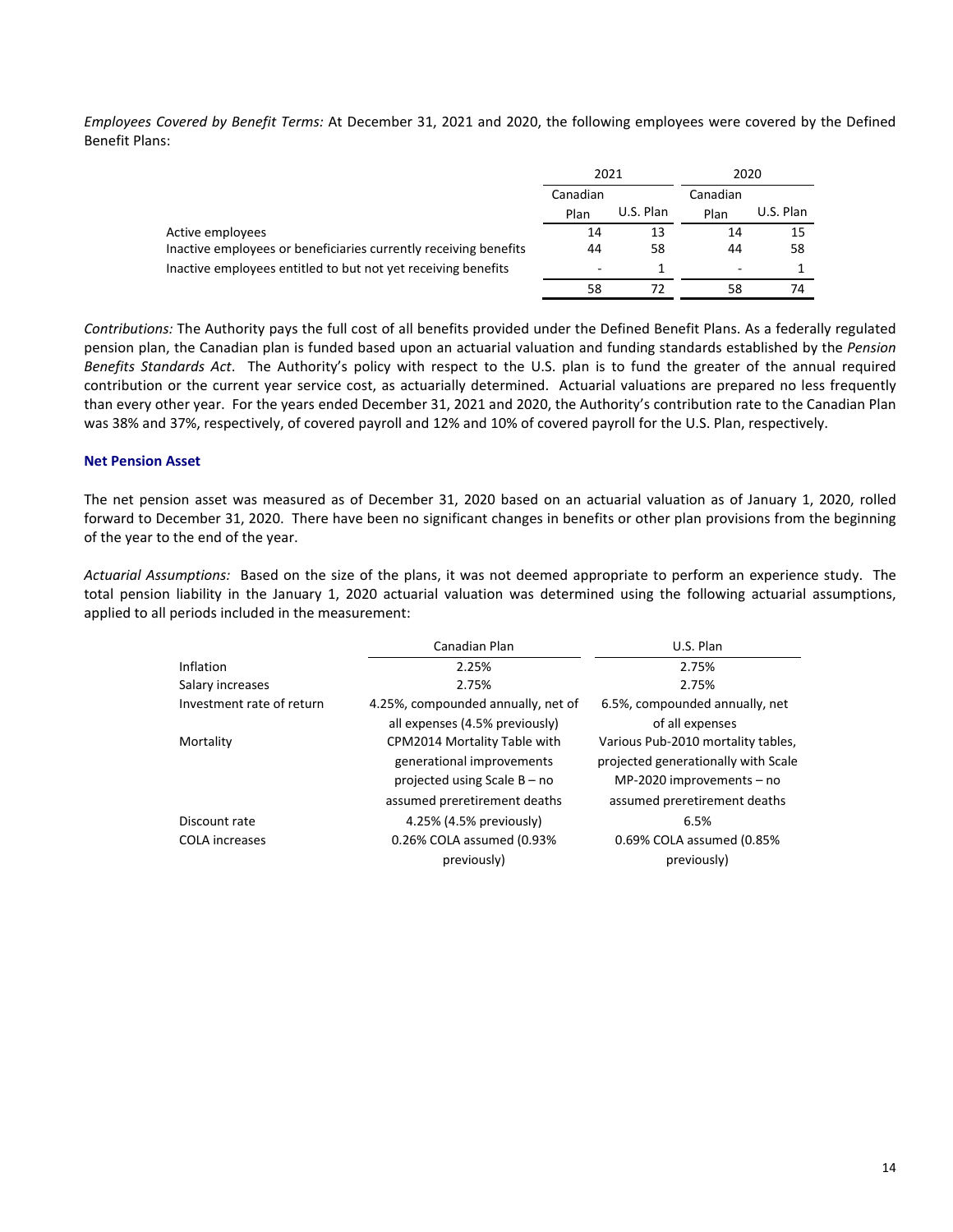*Employees Covered by Benefit Terms:* At December 31, 2021 and 2020, the following employees were covered by the Defined Benefit Plans:

| | 2021 | | 2020 | |
|---|---|---|---|---|
| | Canadian Plan | U.S. Plan | Canadian Plan | U.S. Plan |
| Active employees | 14 | 13 | 14 | 15 |
| Inactive employees or beneficiaries currently receiving benefits | 44 | 58 | 44 | 58 |
| Inactive employees entitled to but not yet receiving benefits | - | 1 | - | 1 |
| | 58 | 72 | 58 | 74 |

*Contributions:* The Authority pays the full cost of all benefits provided under the Defined Benefit Plans. As a federally regulated pension plan, the Canadian plan is funded based upon an actuarial valuation and funding standards established by the *Pension Benefits Standards Act*. The Authority's policy with respect to the U.S. plan is to fund the greater of the annual required contribution or the current year service cost, as actuarially determined. Actuarial valuations are prepared no less frequently than every other year. For the years ended December 31, 2021 and 2020, the Authority's contribution rate to the Canadian Plan was 38% and 37%, respectively, of covered payroll and 12% and 10% of covered payroll for the U.S. Plan, respectively.

### Net Pension Asset

The net pension asset was measured as of December 31, 2020 based on an actuarial valuation as of January 1, 2020, rolled forward to December 31, 2020. There have been no significant changes in benefits or other plan provisions from the beginning of the year to the end of the year.

*Actuarial Assumptions:* Based on the size of the plans, it was not deemed appropriate to perform an experience study. The total pension liability in the January 1, 2020 actuarial valuation was determined using the following actuarial assumptions, applied to all periods included in the measurement:

| | Canadian Plan | U.S. Plan |
|---|---|---|
| Inflation | 2.25% | 2.75% |
| Salary increases | 2.75% | 2.75% |
| Investment rate of return | 4.25%, compounded annually, net of all expenses (4.5% previously) | 6.5%, compounded annually, net of all expenses |
| Mortality | CPM2014 Mortality Table with generational improvements projected using Scale B – no assumed preretirement deaths | Various Pub-2010 mortality tables, projected generationally with Scale MP-2020 improvements – no assumed preretirement deaths |
| Discount rate | 4.25% (4.5% previously) | 6.5% |
| COLA increases | 0.26% COLA assumed (0.93% previously) | 0.69% COLA assumed (0.85% previously) |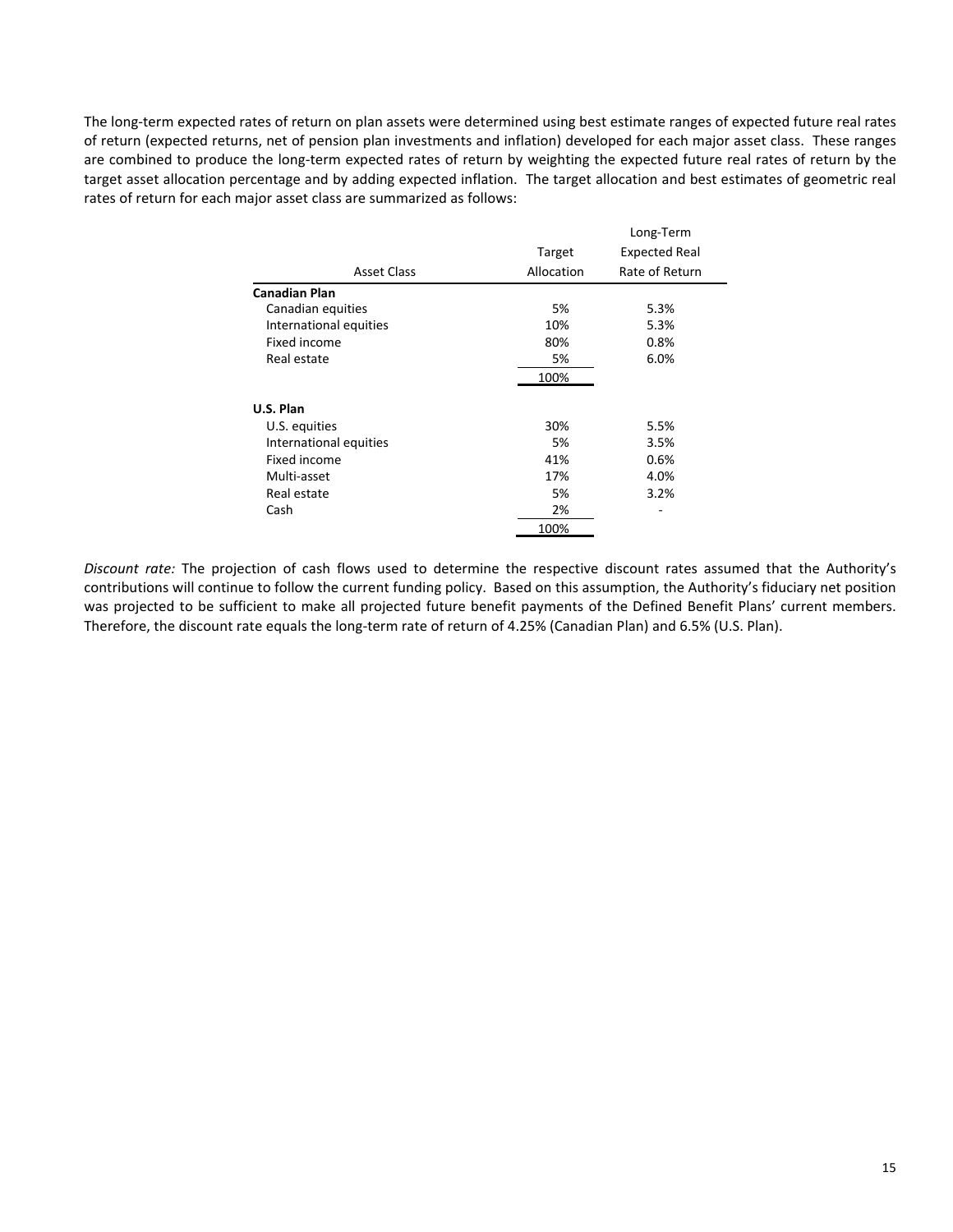The long-term expected rates of return on plan assets were determined using best estimate ranges of expected future real rates of return (expected returns, net of pension plan investments and inflation) developed for each major asset class. These ranges are combined to produce the long-term expected rates of return by weighting the expected future real rates of return by the target asset allocation percentage and by adding expected inflation. The target allocation and best estimates of geometric real rates of return for each major asset class are summarized as follows:

| Asset Class | Target Allocation | Long-Term Expected Real Rate of Return |
|---|---|---|
| **Canadian Plan** | | |
| Canadian equities | 5% | 5.3% |
| International equities | 10% | 5.3% |
| Fixed income | 80% | 0.8% |
| Real estate | 5% | 6.0% |
| | 100% | |
| **U.S. Plan** | | |
| U.S. equities | 30% | 5.5% |
| International equities | 5% | 3.5% |
| Fixed income | 41% | 0.6% |
| Multi-asset | 17% | 4.0% |
| Real estate | 5% | 3.2% |
| Cash | 2% | - |
| | 100% | |

*Discount rate:* The projection of cash flows used to determine the respective discount rates assumed that the Authority's contributions will continue to follow the current funding policy. Based on this assumption, the Authority's fiduciary net position was projected to be sufficient to make all projected future benefit payments of the Defined Benefit Plans' current members. Therefore, the discount rate equals the long-term rate of return of 4.25% (Canadian Plan) and 6.5% (U.S. Plan).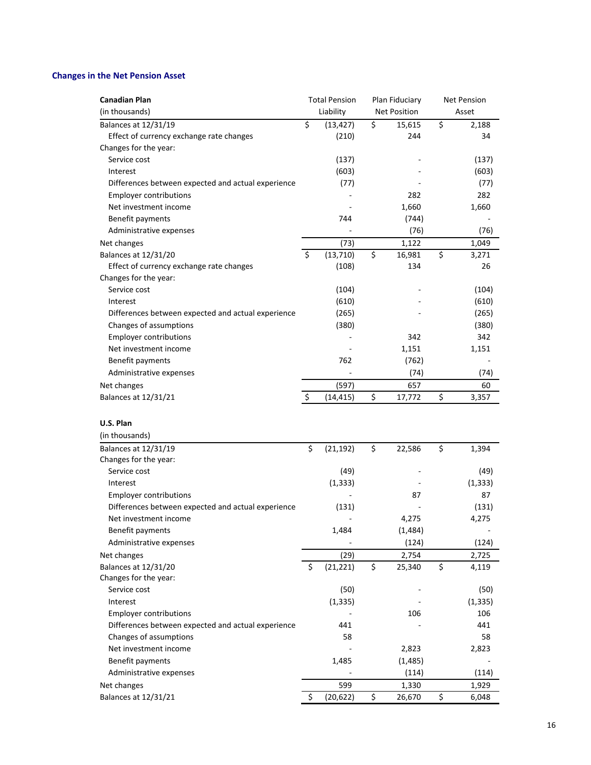## Changes in the Net Pension Asset

| Canadian Plan<br>(in thousands) | Total Pension Liability | Plan Fiduciary Net Position | Net Pension Asset |
|---|---|---|---|
| Balances at 12/31/19 | $ (13,427) | $ 15,615 | $ 2,188 |
| Effect of currency exchange rate changes | (210) | 244 | 34 |
| Changes for the year: | | | |
| Service cost | (137) | - | (137) |
| Interest | (603) | - | (603) |
| Differences between expected and actual experience | (77) | - | (77) |
| Employer contributions | - | 282 | 282 |
| Net investment income | - | 1,660 | 1,660 |
| Benefit payments | 744 | (744) | - |
| Administrative expenses | - | (76) | (76) |
| Net changes | (73) | 1,122 | 1,049 |
| Balances at 12/31/20 | $ (13,710) | $ 16,981 | $ 3,271 |
| Effect of currency exchange rate changes | (108) | 134 | 26 |
| Changes for the year: | | | |
| Service cost | (104) | - | (104) |
| Interest | (610) | - | (610) |
| Differences between expected and actual experience | (265) | - | (265) |
| Changes of assumptions | (380) | | (380) |
| Employer contributions | - | 342 | 342 |
| Net investment income | - | 1,151 | 1,151 |
| Benefit payments | 762 | (762) | - |
| Administrative expenses | - | (74) | (74) |
| Net changes | (597) | 657 | 60 |
| Balances at 12/31/21 | $ (14,415) | $ 17,772 | $ 3,357 |

| U.S. Plan<br>(in thousands) | Total Pension Liability | Plan Fiduciary Net Position | Net Pension Asset |
|---|---|---|---|
| Balances at 12/31/19 | $ (21,192) | $ 22,586 | $ 1,394 |
| Changes for the year: | | | |
| Service cost | (49) | - | (49) |
| Interest | (1,333) | - | (1,333) |
| Employer contributions | - | 87 | 87 |
| Differences between expected and actual experience | (131) | - | (131) |
| Net investment income | - | 4,275 | 4,275 |
| Benefit payments | 1,484 | (1,484) | - |
| Administrative expenses | - | (124) | (124) |
| Net changes | (29) | 2,754 | 2,725 |
| Balances at 12/31/20 | $ (21,221) | $ 25,340 | $ 4,119 |
| Changes for the year: | | | |
| Service cost | (50) | - | (50) |
| Interest | (1,335) | - | (1,335) |
| Employer contributions | - | 106 | 106 |
| Differences between expected and actual experience | 441 | - | 441 |
| Changes of assumptions | 58 | | 58 |
| Net investment income | - | 2,823 | 2,823 |
| Benefit payments | 1,485 | (1,485) | - |
| Administrative expenses | - | (114) | (114) |
| Net changes | 599 | 1,330 | 1,929 |
| Balances at 12/31/21 | $ (20,622) | $ 26,670 | $ 6,048 |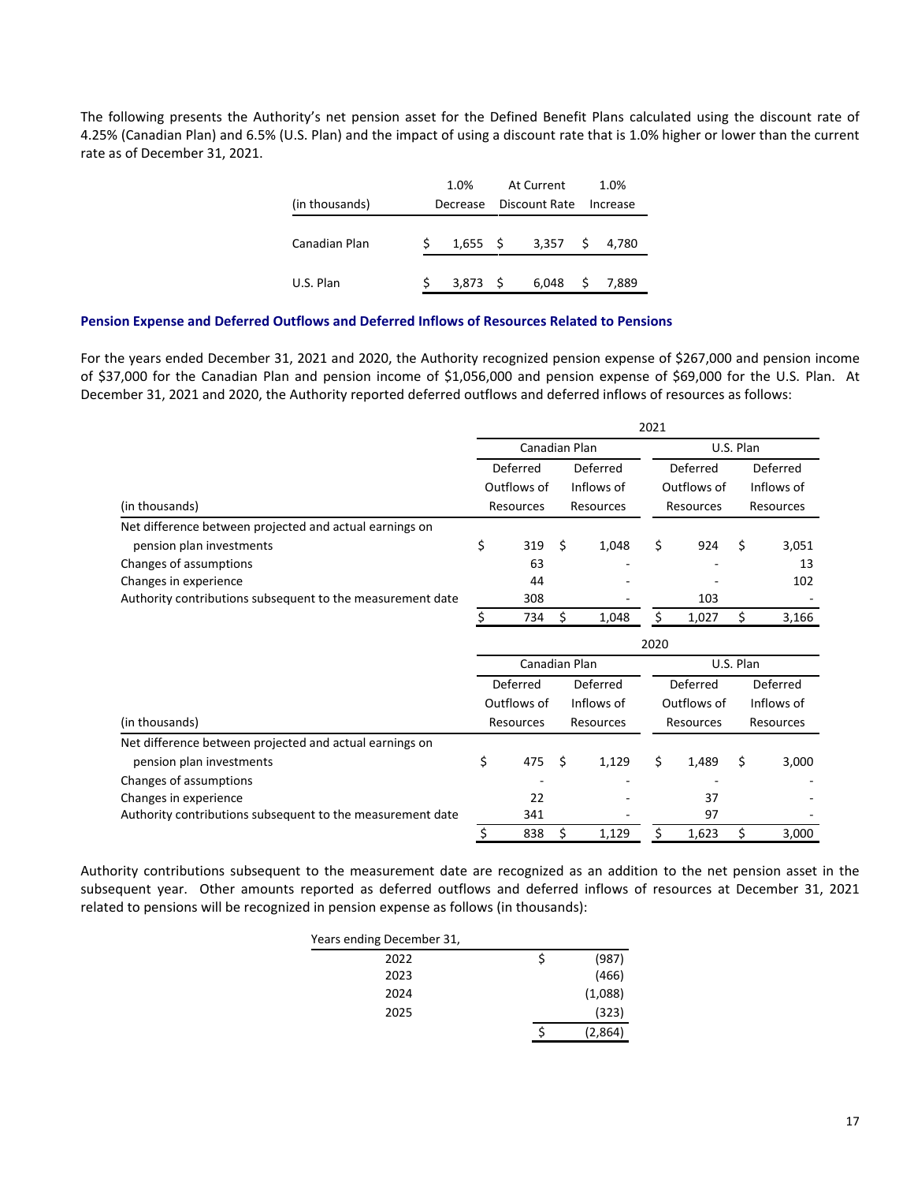The following presents the Authority's net pension asset for the Defined Benefit Plans calculated using the discount rate of 4.25% (Canadian Plan) and 6.5% (U.S. Plan) and the impact of using a discount rate that is 1.0% higher or lower than the current rate as of December 31, 2021.

| (in thousands) | 1.0% Decrease | At Current Discount Rate | 1.0% Increase |
|---|---|---|---|
| Canadian Plan | $ 1,655 | $ 3,357 | $ 4,780 |
| U.S. Plan | $ 3,873 | $ 6,048 | $ 7,889 |

**Pension Expense and Deferred Outflows and Deferred Inflows of Resources Related to Pensions**

For the years ended December 31, 2021 and 2020, the Authority recognized pension expense of $267,000 and pension income of $37,000 for the Canadian Plan and pension income of $1,056,000 and pension expense of $69,000 for the U.S. Plan. At December 31, 2021 and 2020, the Authority reported deferred outflows and deferred inflows of resources as follows:

| | 2021 | | | |
|---|---|---|---|---|
| | Canadian Plan | | U.S. Plan | |
| (in thousands) | Deferred Outflows of Resources | Deferred Inflows of Resources | Deferred Outflows of Resources | Deferred Inflows of Resources |
| Net difference between projected and actual earnings on pension plan investments | $ 319 | $ 1,048 | $ 924 | $ 3,051 |
| Changes of assumptions | 63 | - | - | 13 |
| Changes in experience | 44 | - | - | 102 |
| Authority contributions subsequent to the measurement date | 308 | - | 103 | - |
| | $ 734 | $ 1,048 | $ 1,027 | $ 3,166 |

| | 2020 | | | |
|---|---|---|---|---|
| | Canadian Plan | | U.S. Plan | |
| (in thousands) | Deferred Outflows of Resources | Deferred Inflows of Resources | Deferred Outflows of Resources | Deferred Inflows of Resources |
| Net difference between projected and actual earnings on pension plan investments | $ 475 | $ 1,129 | $ 1,489 | $ 3,000 |
| Changes of assumptions | - | - | - | - |
| Changes in experience | 22 | - | 37 | - |
| Authority contributions subsequent to the measurement date | 341 | - | 97 | - |
| | $ 838 | $ 1,129 | $ 1,623 | $ 3,000 |

Authority contributions subsequent to the measurement date are recognized as an addition to the net pension asset in the subsequent year. Other amounts reported as deferred outflows and deferred inflows of resources at December 31, 2021 related to pensions will be recognized in pension expense as follows (in thousands):

| Years ending December 31, | |
|---|---|
| 2022 | $ (987) |
| 2023 | (466) |
| 2024 | (1,088) |
| 2025 | (323) |
| | $ (2,864) |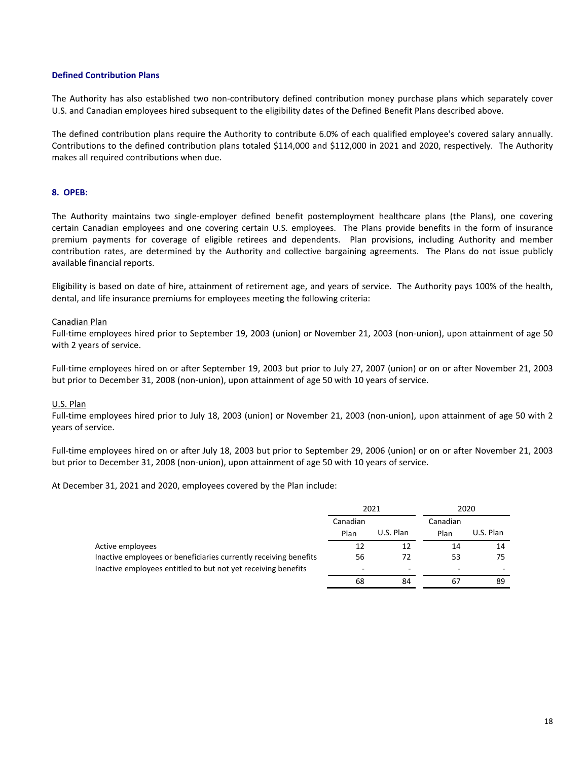### Defined Contribution Plans

The Authority has also established two non-contributory defined contribution money purchase plans which separately cover U.S. and Canadian employees hired subsequent to the eligibility dates of the Defined Benefit Plans described above.

The defined contribution plans require the Authority to contribute 6.0% of each qualified employee's covered salary annually. Contributions to the defined contribution plans totaled $114,000 and $112,000 in 2021 and 2020, respectively. The Authority makes all required contributions when due.

### 8. OPEB:

The Authority maintains two single-employer defined benefit postemployment healthcare plans (the Plans), one covering certain Canadian employees and one covering certain U.S. employees. The Plans provide benefits in the form of insurance premium payments for coverage of eligible retirees and dependents. Plan provisions, including Authority and member contribution rates, are determined by the Authority and collective bargaining agreements. The Plans do not issue publicly available financial reports.

Eligibility is based on date of hire, attainment of retirement age, and years of service. The Authority pays 100% of the health, dental, and life insurance premiums for employees meeting the following criteria:

<u>Canadian Plan</u>
Full-time employees hired prior to September 19, 2003 (union) or November 21, 2003 (non-union), upon attainment of age 50 with 2 years of service.

Full-time employees hired on or after September 19, 2003 but prior to July 27, 2007 (union) or on or after November 21, 2003 but prior to December 31, 2008 (non-union), upon attainment of age 50 with 10 years of service.

<u>U.S. Plan</u>
Full-time employees hired prior to July 18, 2003 (union) or November 21, 2003 (non-union), upon attainment of age 50 with 2 years of service.

Full-time employees hired on or after July 18, 2003 but prior to September 29, 2006 (union) or on or after November 21, 2003 but prior to December 31, 2008 (non-union), upon attainment of age 50 with 10 years of service.

At December 31, 2021 and 2020, employees covered by the Plan include:

| | 2021 | | 2020 | |
|---|---|---|---|---|
| | Canadian Plan | U.S. Plan | Canadian Plan | U.S. Plan |
| Active employees | 12 | 12 | 14 | 14 |
| Inactive employees or beneficiaries currently receiving benefits | 56 | 72 | 53 | 75 |
| Inactive employees entitled to but not yet receiving benefits | - | - | - | - |
| | 68 | 84 | 67 | 89 |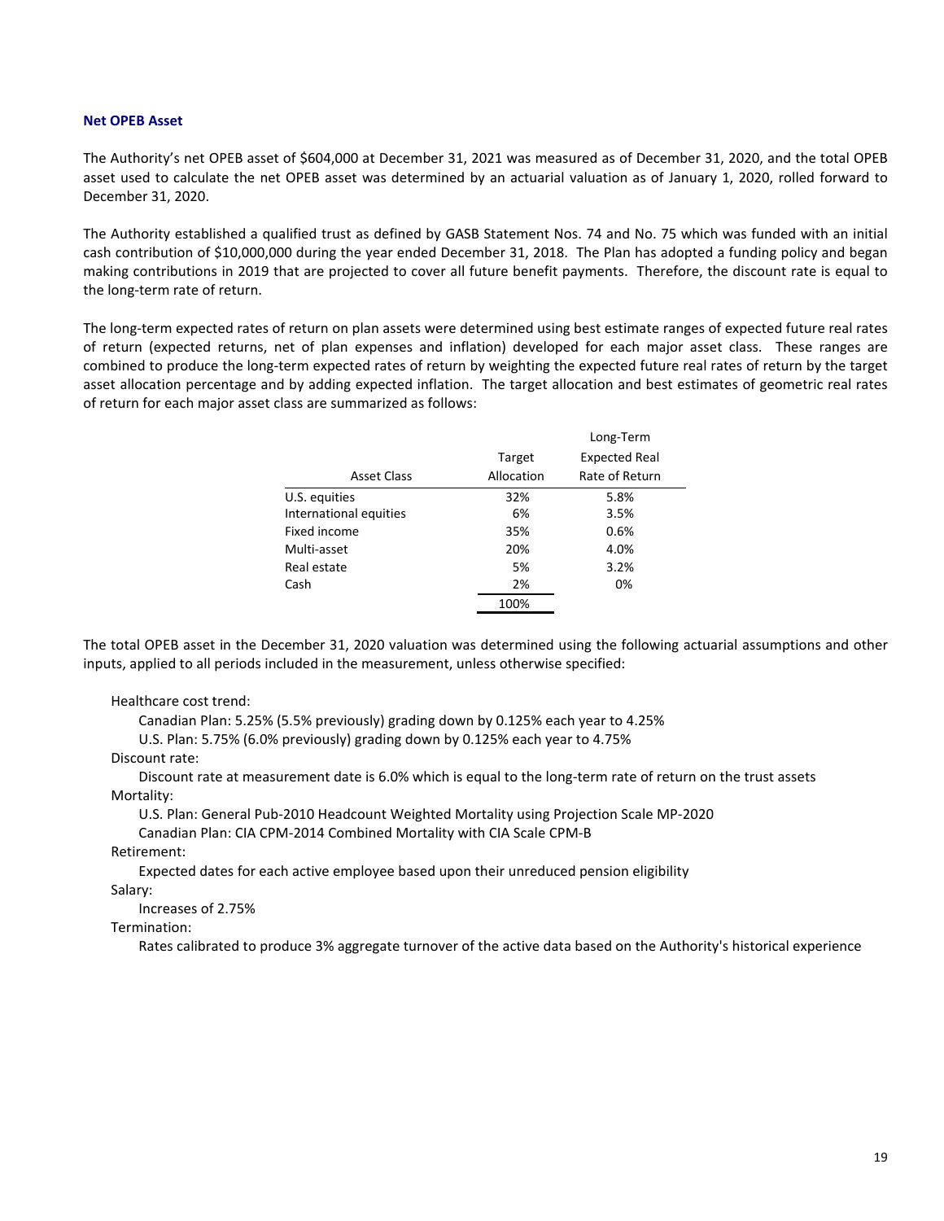### Net OPEB Asset

The Authority's net OPEB asset of $604,000 at December 31, 2021 was measured as of December 31, 2020, and the total OPEB asset used to calculate the net OPEB asset was determined by an actuarial valuation as of January 1, 2020, rolled forward to December 31, 2020.

The Authority established a qualified trust as defined by GASB Statement Nos. 74 and No. 75 which was funded with an initial cash contribution of $10,000,000 during the year ended December 31, 2018. The Plan has adopted a funding policy and began making contributions in 2019 that are projected to cover all future benefit payments. Therefore, the discount rate is equal to the long-term rate of return.

The long-term expected rates of return on plan assets were determined using best estimate ranges of expected future real rates of return (expected returns, net of plan expenses and inflation) developed for each major asset class. These ranges are combined to produce the long-term expected rates of return by weighting the expected future real rates of return by the target asset allocation percentage and by adding expected inflation. The target allocation and best estimates of geometric real rates of return for each major asset class are summarized as follows:

| Asset Class | Target Allocation | Long-Term Expected Real Rate of Return |
|---|---|---|
| U.S. equities | 32% | 5.8% |
| International equities | 6% | 3.5% |
| Fixed income | 35% | 0.6% |
| Multi-asset | 20% | 4.0% |
| Real estate | 5% | 3.2% |
| Cash | 2% | 0% |
| | 100% | |

The total OPEB asset in the December 31, 2020 valuation was determined using the following actuarial assumptions and other inputs, applied to all periods included in the measurement, unless otherwise specified:

Healthcare cost trend:
- Canadian Plan: 5.25% (5.5% previously) grading down by 0.125% each year to 4.25%
- U.S. Plan: 5.75% (6.0% previously) grading down by 0.125% each year to 4.75%

Discount rate:
- Discount rate at measurement date is 6.0% which is equal to the long-term rate of return on the trust assets

Mortality:
- U.S. Plan: General Pub-2010 Headcount Weighted Mortality using Projection Scale MP-2020
- Canadian Plan: CIA CPM-2014 Combined Mortality with CIA Scale CPM-B

Retirement:
- Expected dates for each active employee based upon their unreduced pension eligibility

Salary:
- Increases of 2.75%

Termination:
- Rates calibrated to produce 3% aggregate turnover of the active data based on the Authority's historical experience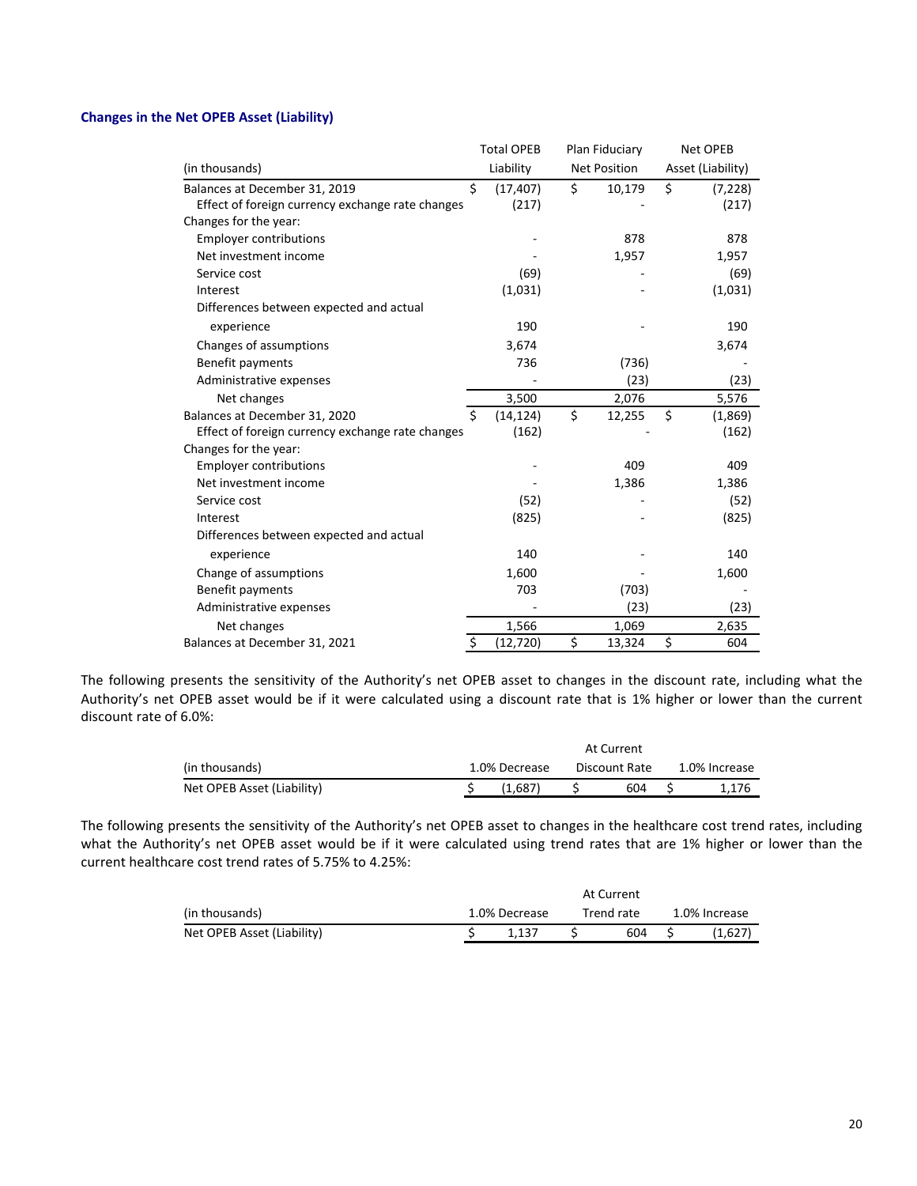### Changes in the Net OPEB Asset (Liability)

| (in thousands) | Total OPEB Liability | Plan Fiduciary Net Position | Net OPEB Asset (Liability) |
|---|---|---|---|
| Balances at December 31, 2019 | $ (17,407) | $ 10,179 | $ (7,228) |
| Effect of foreign currency exchange rate changes | (217) | - | (217) |
| Changes for the year: | | | |
| Employer contributions | - | 878 | 878 |
| Net investment income | - | 1,957 | 1,957 |
| Service cost | (69) | - | (69) |
| Interest | (1,031) | - | (1,031) |
| Differences between expected and actual experience | 190 | - | 190 |
| Changes of assumptions | 3,674 | | 3,674 |
| Benefit payments | 736 | (736) | - |
| Administrative expenses | - | (23) | (23) |
| Net changes | 3,500 | 2,076 | 5,576 |
| Balances at December 31, 2020 | $ (14,124) | $ 12,255 | $ (1,869) |
| Effect of foreign currency exchange rate changes | (162) | - | (162) |
| Changes for the year: | | | |
| Employer contributions | - | 409 | 409 |
| Net investment income | - | 1,386 | 1,386 |
| Service cost | (52) | - | (52) |
| Interest | (825) | - | (825) |
| Differences between expected and actual experience | 140 | - | 140 |
| Change of assumptions | 1,600 | - | 1,600 |
| Benefit payments | 703 | (703) | - |
| Administrative expenses | - | (23) | (23) |
| Net changes | 1,566 | 1,069 | 2,635 |
| Balances at December 31, 2021 | $ (12,720) | $ 13,324 | $ 604 |

The following presents the sensitivity of the Authority's net OPEB asset to changes in the discount rate, including what the Authority's net OPEB asset would be if it were calculated using a discount rate that is 1% higher or lower than the current discount rate of 6.0%:

| (in thousands) | 1.0% Decrease | At Current Discount Rate | 1.0% Increase |
|---|---|---|---|
| Net OPEB Asset (Liability) | $ (1,687) | $ 604 | $ 1,176 |

The following presents the sensitivity of the Authority's net OPEB asset to changes in the healthcare cost trend rates, including what the Authority's net OPEB asset would be if it were calculated using trend rates that are 1% higher or lower than the current healthcare cost trend rates of 5.75% to 4.25%:

| (in thousands) | 1.0% Decrease | At Current Trend rate | 1.0% Increase |
|---|---|---|---|
| Net OPEB Asset (Liability) | $ 1,137 | $ 604 | $ (1,627) |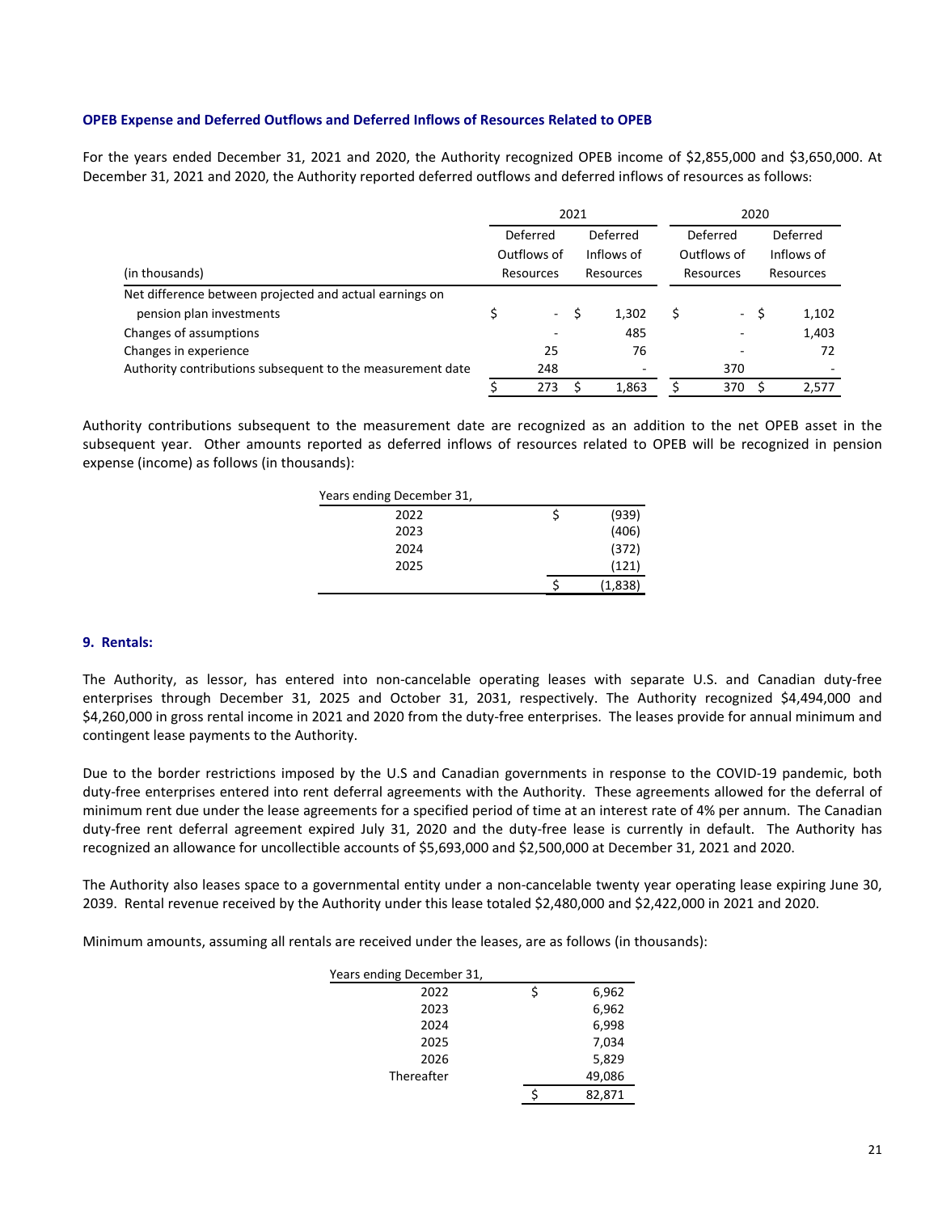### OPEB Expense and Deferred Outflows and Deferred Inflows of Resources Related to OPEB

For the years ended December 31, 2021 and 2020, the Authority recognized OPEB income of $2,855,000 and $3,650,000. At December 31, 2021 and 2020, the Authority reported deferred outflows and deferred inflows of resources as follows:

| | 2021 | | 2020 | |
|---|---|---|---|---|
| (in thousands) | Deferred Outflows of Resources | Deferred Inflows of Resources | Deferred Outflows of Resources | Deferred Inflows of Resources |
| Net difference between projected and actual earnings on pension plan investments | $ - | $ 1,302 | $ - | $ 1,102 |
| Changes of assumptions | - | 485 | - | 1,403 |
| Changes in experience | 25 | 76 | - | 72 |
| Authority contributions subsequent to the measurement date | 248 | - | 370 | - |
| | $ 273 | $ 1,863 | $ 370 | $ 2,577 |

Authority contributions subsequent to the measurement date are recognized as an addition to the net OPEB asset in the subsequent year. Other amounts reported as deferred inflows of resources related to OPEB will be recognized in pension expense (income) as follows (in thousands):

| Years ending December 31, | |
|---|---|
| 2022 | $ (939) |
| 2023 | (406) |
| 2024 | (372) |
| 2025 | (121) |
| | $ (1,838) |

### 9. Rentals:

The Authority, as lessor, has entered into non-cancelable operating leases with separate U.S. and Canadian duty-free enterprises through December 31, 2025 and October 31, 2031, respectively. The Authority recognized $4,494,000 and $4,260,000 in gross rental income in 2021 and 2020 from the duty-free enterprises. The leases provide for annual minimum and contingent lease payments to the Authority.

Due to the border restrictions imposed by the U.S and Canadian governments in response to the COVID-19 pandemic, both duty-free enterprises entered into rent deferral agreements with the Authority. These agreements allowed for the deferral of minimum rent due under the lease agreements for a specified period of time at an interest rate of 4% per annum. The Canadian duty-free rent deferral agreement expired July 31, 2020 and the duty-free lease is currently in default. The Authority has recognized an allowance for uncollectible accounts of $5,693,000 and $2,500,000 at December 31, 2021 and 2020.

The Authority also leases space to a governmental entity under a non-cancelable twenty year operating lease expiring June 30, 2039. Rental revenue received by the Authority under this lease totaled $2,480,000 and $2,422,000 in 2021 and 2020.

Minimum amounts, assuming all rentals are received under the leases, are as follows (in thousands):

| Years ending December 31, | |
|---|---|
| 2022 | $ 6,962 |
| 2023 | 6,962 |
| 2024 | 6,998 |
| 2025 | 7,034 |
| 2026 | 5,829 |
| Thereafter | 49,086 |
| | $ 82,871 |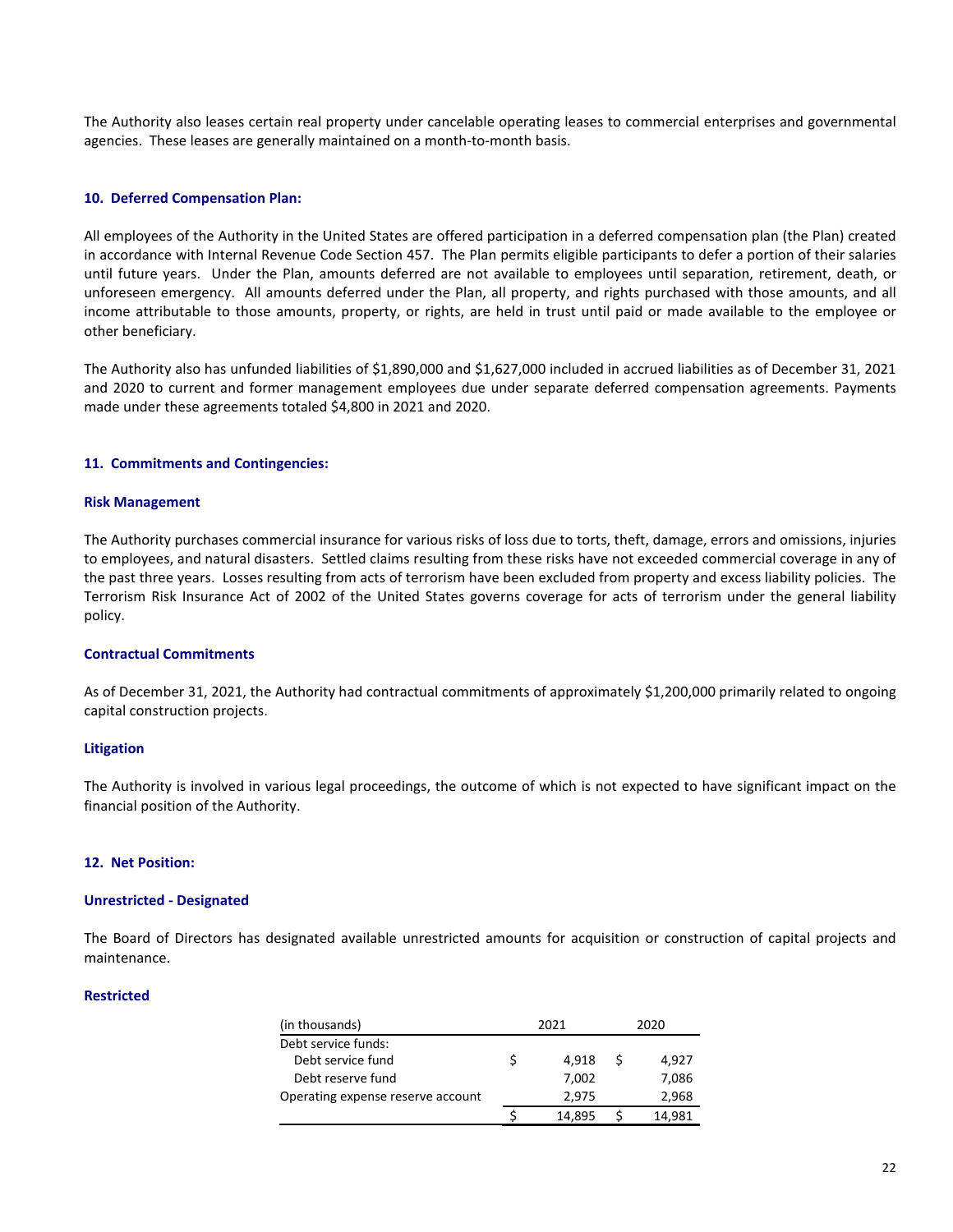The Authority also leases certain real property under cancelable operating leases to commercial enterprises and governmental agencies. These leases are generally maintained on a month-to-month basis.

### 10. Deferred Compensation Plan:

All employees of the Authority in the United States are offered participation in a deferred compensation plan (the Plan) created in accordance with Internal Revenue Code Section 457. The Plan permits eligible participants to defer a portion of their salaries until future years. Under the Plan, amounts deferred are not available to employees until separation, retirement, death, or unforeseen emergency. All amounts deferred under the Plan, all property, and rights purchased with those amounts, and all income attributable to those amounts, property, or rights, are held in trust until paid or made available to the employee or other beneficiary.

The Authority also has unfunded liabilities of $1,890,000 and $1,627,000 included in accrued liabilities as of December 31, 2021 and 2020 to current and former management employees due under separate deferred compensation agreements. Payments made under these agreements totaled $4,800 in 2021 and 2020.

### 11. Commitments and Contingencies:

#### Risk Management

The Authority purchases commercial insurance for various risks of loss due to torts, theft, damage, errors and omissions, injuries to employees, and natural disasters. Settled claims resulting from these risks have not exceeded commercial coverage in any of the past three years. Losses resulting from acts of terrorism have been excluded from property and excess liability policies. The Terrorism Risk Insurance Act of 2002 of the United States governs coverage for acts of terrorism under the general liability policy.

#### Contractual Commitments

As of December 31, 2021, the Authority had contractual commitments of approximately $1,200,000 primarily related to ongoing capital construction projects.

#### Litigation

The Authority is involved in various legal proceedings, the outcome of which is not expected to have significant impact on the financial position of the Authority.

### 12. Net Position:

#### Unrestricted - Designated

The Board of Directors has designated available unrestricted amounts for acquisition or construction of capital projects and maintenance.

#### Restricted

| (in thousands) | 2021 | 2020 |
|---|---|---|
| Debt service funds: | | |
| Debt service fund | $ 4,918 | $ 4,927 |
| Debt reserve fund | 7,002 | 7,086 |
| Operating expense reserve account | 2,975 | 2,968 |
| | $ 14,895 | $ 14,981 |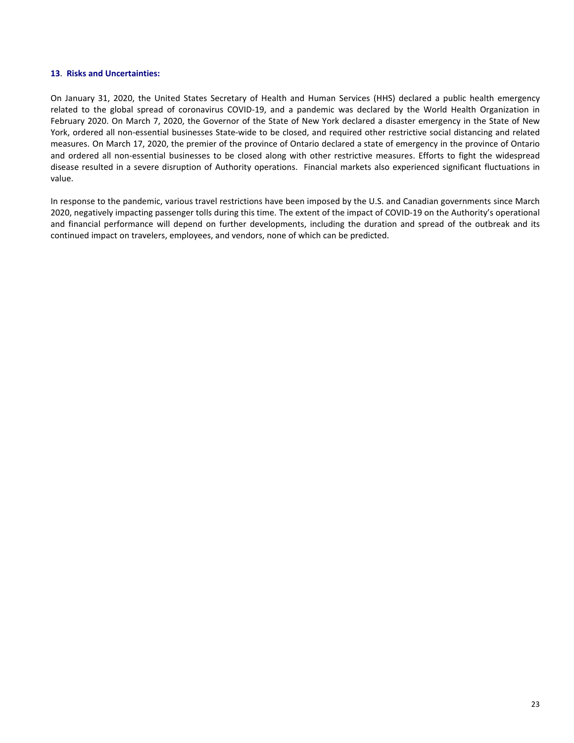### 13. Risks and Uncertainties:

On January 31, 2020, the United States Secretary of Health and Human Services (HHS) declared a public health emergency related to the global spread of coronavirus COVID-19, and a pandemic was declared by the World Health Organization in February 2020. On March 7, 2020, the Governor of the State of New York declared a disaster emergency in the State of New York, ordered all non-essential businesses State-wide to be closed, and required other restrictive social distancing and related measures. On March 17, 2020, the premier of the province of Ontario declared a state of emergency in the province of Ontario and ordered all non-essential businesses to be closed along with other restrictive measures. Efforts to fight the widespread disease resulted in a severe disruption of Authority operations. Financial markets also experienced significant fluctuations in value.

In response to the pandemic, various travel restrictions have been imposed by the U.S. and Canadian governments since March 2020, negatively impacting passenger tolls during this time. The extent of the impact of COVID-19 on the Authority's operational and financial performance will depend on further developments, including the duration and spread of the outbreak and its continued impact on travelers, employees, and vendors, none of which can be predicted.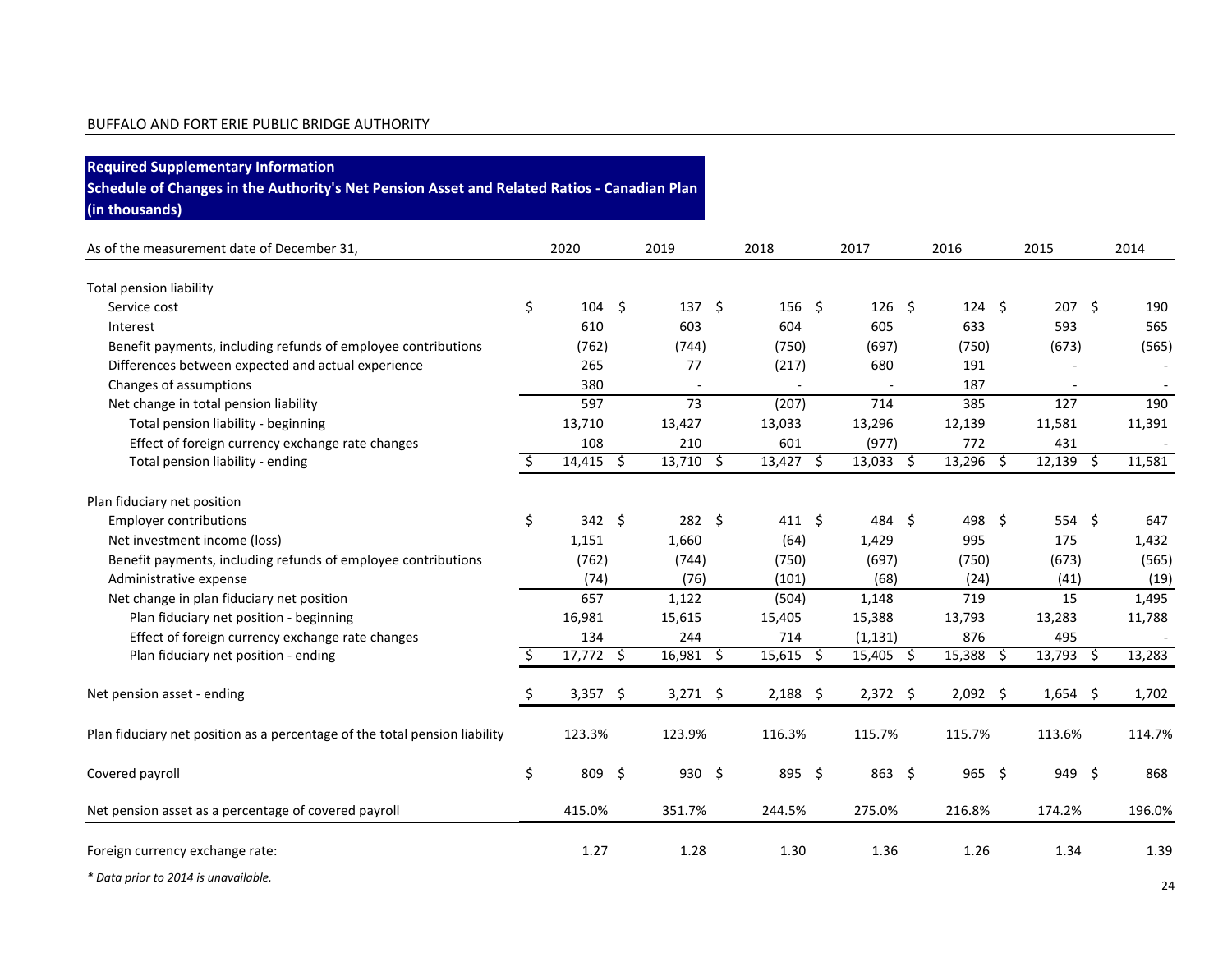BUFFALO AND FORT ERIE PUBLIC BRIDGE AUTHORITY

## Required Supplementary Information
## Schedule of Changes in the Authority's Net Pension Asset and Related Ratios - Canadian Plan
## (in thousands)

| As of the measurement date of December 31, | 2020 | 2019 | 2018 | 2017 | 2016 | 2015 | 2014 |
|---|---|---|---|---|---|---|---|
| **Total pension liability** | | | | | | | |
| Service cost | $ 104 | $ 137 | $ 156 | $ 126 | $ 124 | $ 207 | $ 190 |
| Interest | 610 | 603 | 604 | 605 | 633 | 593 | 565 |
| Benefit payments, including refunds of employee contributions | (762) | (744) | (750) | (697) | (750) | (673) | (565) |
| Differences between expected and actual experience | 265 | 77 | (217) | 680 | 191 | - | - |
| Changes of assumptions | 380 | - | - | - | 187 | - | - |
| Net change in total pension liability | 597 | 73 | (207) | 714 | 385 | 127 | 190 |
| Total pension liability - beginning | 13,710 | 13,427 | 13,033 | 13,296 | 12,139 | 11,581 | 11,391 |
| Effect of foreign currency exchange rate changes | 108 | 210 | 601 | (977) | 772 | 431 | - |
| Total pension liability - ending | $ 14,415 | $ 13,710 | $ 13,427 | $ 13,033 | $ 13,296 | $ 12,139 | $ 11,581 |
| **Plan fiduciary net position** | | | | | | | |
| Employer contributions | $ 342 | $ 282 | $ 411 | $ 484 | $ 498 | $ 554 | $ 647 |
| Net investment income (loss) | 1,151 | 1,660 | (64) | 1,429 | 995 | 175 | 1,432 |
| Benefit payments, including refunds of employee contributions | (762) | (744) | (750) | (697) | (750) | (673) | (565) |
| Administrative expense | (74) | (76) | (101) | (68) | (24) | (41) | (19) |
| Net change in plan fiduciary net position | 657 | 1,122 | (504) | 1,148 | 719 | 15 | 1,495 |
| Plan fiduciary net position - beginning | 16,981 | 15,615 | 15,405 | 15,388 | 13,793 | 13,283 | 11,788 |
| Effect of foreign currency exchange rate changes | 134 | 244 | 714 | (1,131) | 876 | 495 | - |
| Plan fiduciary net position - ending | $ 17,772 | $ 16,981 | $ 15,615 | $ 15,405 | $ 15,388 | $ 13,793 | $ 13,283 |
| Net pension asset - ending | $ 3,357 | $ 3,271 | $ 2,188 | $ 2,372 | $ 2,092 | $ 1,654 | $ 1,702 |
| Plan fiduciary net position as a percentage of the total pension liability | 123.3% | 123.9% | 116.3% | 115.7% | 115.7% | 113.6% | 114.7% |
| Covered payroll | $ 809 | $ 930 | $ 895 | $ 863 | $ 965 | $ 949 | $ 868 |
| Net pension asset as a percentage of covered payroll | 415.0% | 351.7% | 244.5% | 275.0% | 216.8% | 174.2% | 196.0% |
| Foreign currency exchange rate: | 1.27 | 1.28 | 1.30 | 1.36 | 1.26 | 1.34 | 1.39 |

*\* Data prior to 2014 is unavailable.*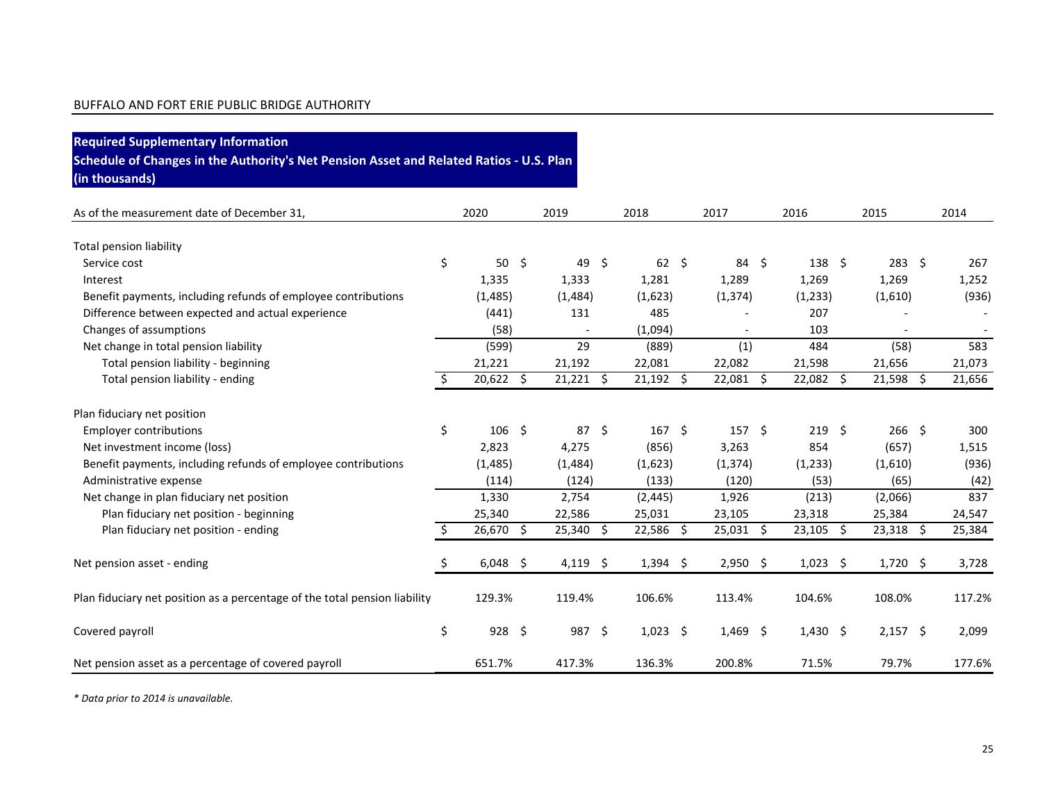BUFFALO AND FORT ERIE PUBLIC BRIDGE AUTHORITY

**Required Supplementary Information**
**Schedule of Changes in the Authority's Net Pension Asset and Related Ratios - U.S. Plan**
**(in thousands)**

| As of the measurement date of December 31, | 2020 | 2019 | 2018 | 2017 | 2016 | 2015 | 2014 |
|---|---|---|---|---|---|---|---|
| Total pension liability | | | | | | | |
| Service cost | $ 50 | $ 49 | $ 62 | $ 84 | $ 138 | $ 283 | $ 267 |
| Interest | 1,335 | 1,333 | 1,281 | 1,289 | 1,269 | 1,269 | 1,252 |
| Benefit payments, including refunds of employee contributions | (1,485) | (1,484) | (1,623) | (1,374) | (1,233) | (1,610) | (936) |
| Difference between expected and actual experience | (441) | 131 | 485 | - | 207 | - | - |
| Changes of assumptions | (58) | - | (1,094) | - | 103 | - | - |
| Net change in total pension liability | (599) | 29 | (889) | (1) | 484 | (58) | 583 |
| Total pension liability - beginning | 21,221 | 21,192 | 22,081 | 22,082 | 21,598 | 21,656 | 21,073 |
| Total pension liability - ending | $ 20,622 | $ 21,221 | $ 21,192 | $ 22,081 | $ 22,082 | $ 21,598 | $ 21,656 |
| Plan fiduciary net position | | | | | | | |
| Employer contributions | $ 106 | $ 87 | $ 167 | $ 157 | $ 219 | $ 266 | $ 300 |
| Net investment income (loss) | 2,823 | 4,275 | (856) | 3,263 | 854 | (657) | 1,515 |
| Benefit payments, including refunds of employee contributions | (1,485) | (1,484) | (1,623) | (1,374) | (1,233) | (1,610) | (936) |
| Administrative expense | (114) | (124) | (133) | (120) | (53) | (65) | (42) |
| Net change in plan fiduciary net position | 1,330 | 2,754 | (2,445) | 1,926 | (213) | (2,066) | 837 |
| Plan fiduciary net position - beginning | 25,340 | 22,586 | 25,031 | 23,105 | 23,318 | 25,384 | 24,547 |
| Plan fiduciary net position - ending | $ 26,670 | $ 25,340 | $ 22,586 | $ 25,031 | $ 23,105 | $ 23,318 | $ 25,384 |
| Net pension asset - ending | $ 6,048 | $ 4,119 | $ 1,394 | $ 2,950 | $ 1,023 | $ 1,720 | $ 3,728 |
| Plan fiduciary net position as a percentage of the total pension liability | 129.3% | 119.4% | 106.6% | 113.4% | 104.6% | 108.0% | 117.2% |
| Covered payroll | $ 928 | $ 987 | $ 1,023 | $ 1,469 | $ 1,430 | $ 2,157 | $ 2,099 |
| Net pension asset as a percentage of covered payroll | 651.7% | 417.3% | 136.3% | 200.8% | 71.5% | 79.7% | 177.6% |

*\* Data prior to 2014 is unavailable.*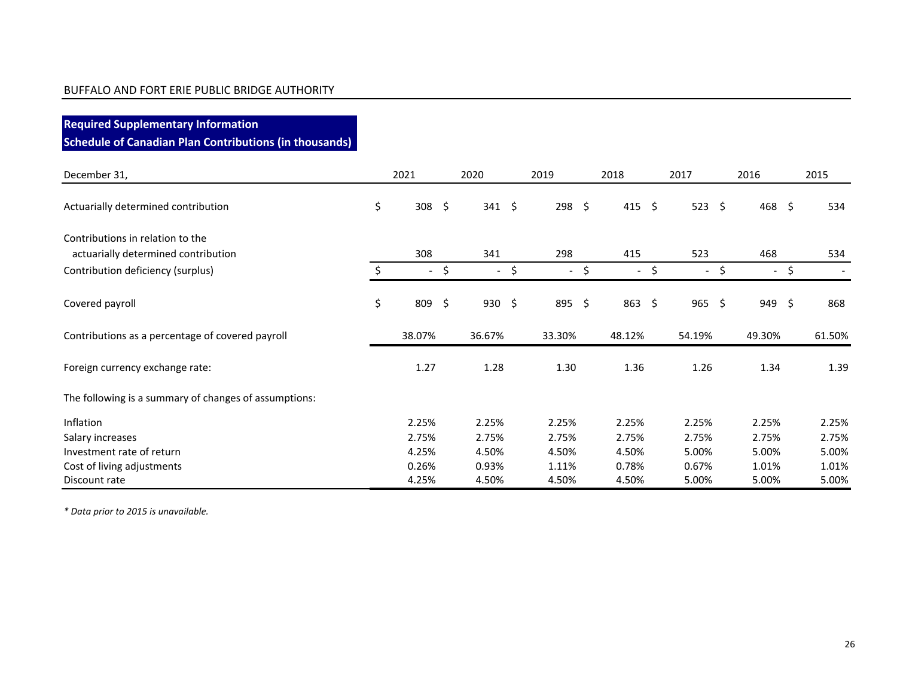BUFFALO AND FORT ERIE PUBLIC BRIDGE AUTHORITY

## Required Supplementary Information
## Schedule of Canadian Plan Contributions (in thousands)

| December 31, | 2021 | 2020 | 2019 | 2018 | 2017 | 2016 | 2015 |
|---|---|---|---|---|---|---|---|
| Actuarially determined contribution | $ 308 | $ 341 | $ 298 | $ 415 | $ 523 | $ 468 | $ 534 |
| Contributions in relation to the actuarially determined contribution | 308 | 341 | 298 | 415 | 523 | 468 | 534 |
| Contribution deficiency (surplus) | $ - | $ - | $ - | $ - | $ - | $ - | $ - |
| Covered payroll | $ 809 | $ 930 | $ 895 | $ 863 | $ 965 | $ 949 | $ 868 |
| Contributions as a percentage of covered payroll | 38.07% | 36.67% | 33.30% | 48.12% | 54.19% | 49.30% | 61.50% |
| Foreign currency exchange rate: | 1.27 | 1.28 | 1.30 | 1.36 | 1.26 | 1.34 | 1.39 |
| The following is a summary of changes of assumptions: | | | | | | | |
| Inflation | 2.25% | 2.25% | 2.25% | 2.25% | 2.25% | 2.25% | 2.25% |
| Salary increases | 2.75% | 2.75% | 2.75% | 2.75% | 2.75% | 2.75% | 2.75% |
| Investment rate of return | 4.25% | 4.50% | 4.50% | 4.50% | 5.00% | 5.00% | 5.00% |
| Cost of living adjustments | 0.26% | 0.93% | 1.11% | 0.78% | 0.67% | 1.01% | 1.01% |
| Discount rate | 4.25% | 4.50% | 4.50% | 4.50% | 5.00% | 5.00% | 5.00% |

*\* Data prior to 2015 is unavailable.*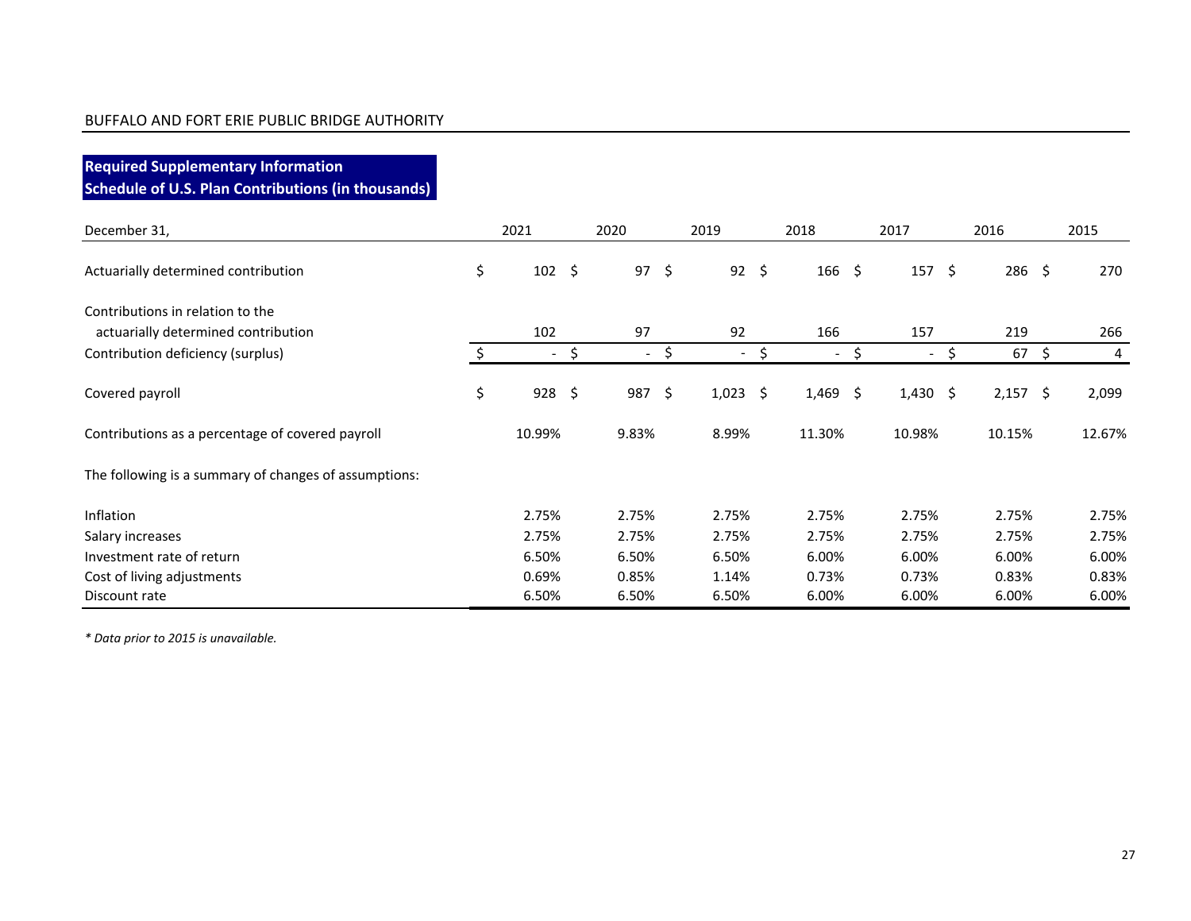BUFFALO AND FORT ERIE PUBLIC BRIDGE AUTHORITY

## Required Supplementary Information
## Schedule of U.S. Plan Contributions (in thousands)

| December 31, | 2021 | 2020 | 2019 | 2018 | 2017 | 2016 | 2015 |
|---|---|---|---|---|---|---|---|
| Actuarially determined contribution | $ 102 | $ 97 | $ 92 | $ 166 | $ 157 | $ 286 | $ 270 |
| Contributions in relation to the actuarially determined contribution | 102 | 97 | 92 | 166 | 157 | 219 | 266 |
| Contribution deficiency (surplus) | $ - | $ - | $ - | $ - | $ - | $ 67 | $ 4 |
| Covered payroll | $ 928 | $ 987 | $ 1,023 | $ 1,469 | $ 1,430 | $ 2,157 | $ 2,099 |
| Contributions as a percentage of covered payroll | 10.99% | 9.83% | 8.99% | 11.30% | 10.98% | 10.15% | 12.67% |
| The following is a summary of changes of assumptions: | | | | | | | |
| Inflation | 2.75% | 2.75% | 2.75% | 2.75% | 2.75% | 2.75% | 2.75% |
| Salary increases | 2.75% | 2.75% | 2.75% | 2.75% | 2.75% | 2.75% | 2.75% |
| Investment rate of return | 6.50% | 6.50% | 6.50% | 6.00% | 6.00% | 6.00% | 6.00% |
| Cost of living adjustments | 0.69% | 0.85% | 1.14% | 0.73% | 0.73% | 0.83% | 0.83% |
| Discount rate | 6.50% | 6.50% | 6.50% | 6.00% | 6.00% | 6.00% | 6.00% |

*\* Data prior to 2015 is unavailable.*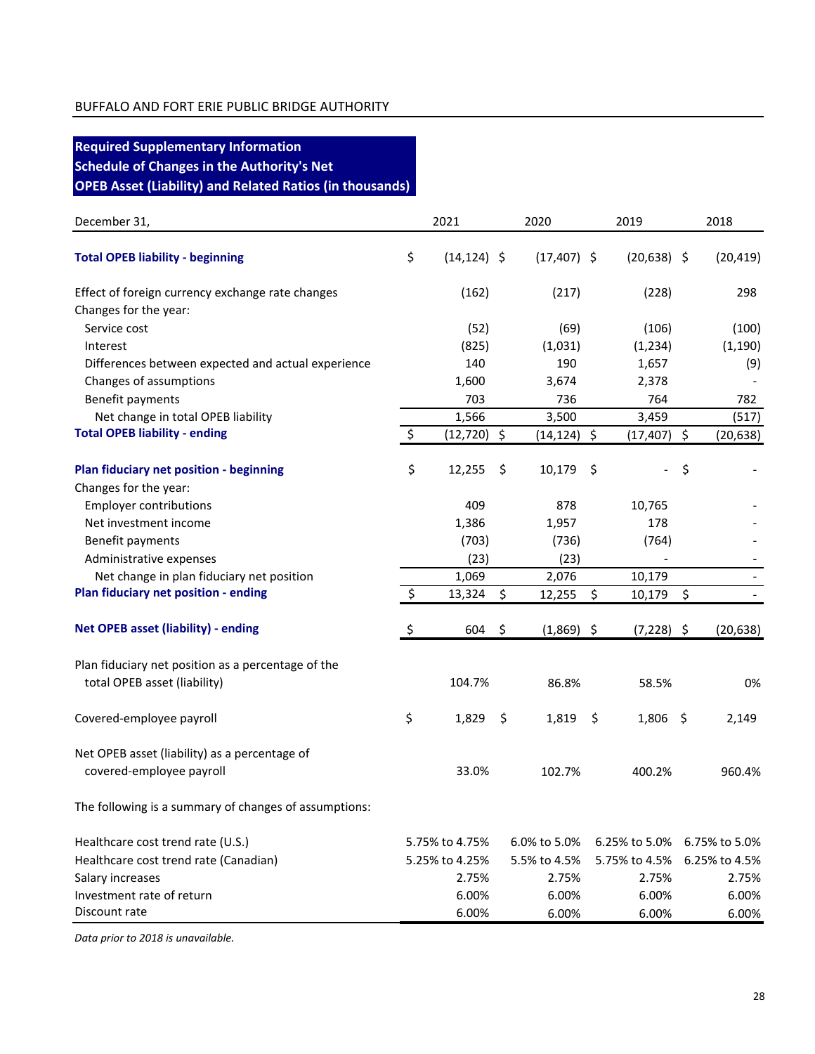BUFFALO AND FORT ERIE PUBLIC BRIDGE AUTHORITY

## Required Supplementary Information
## Schedule of Changes in the Authority's Net OPEB Asset (Liability) and Related Ratios (in thousands)

| December 31, | 2021 | 2020 | 2019 | 2018 |
|---|---|---|---|---|
| **Total OPEB liability - beginning** | $ (14,124) | $ (17,407) | $ (20,638) | $ (20,419) |
| Effect of foreign currency exchange rate changes | (162) | (217) | (228) | 298 |
| Changes for the year: | | | | |
| Service cost | (52) | (69) | (106) | (100) |
| Interest | (825) | (1,031) | (1,234) | (1,190) |
| Differences between expected and actual experience | 140 | 190 | 1,657 | (9) |
| Changes of assumptions | 1,600 | 3,674 | 2,378 | - |
| Benefit payments | 703 | 736 | 764 | 782 |
| Net change in total OPEB liability | 1,566 | 3,500 | 3,459 | (517) |
| **Total OPEB liability - ending** | $ (12,720) | $ (14,124) | $ (17,407) | $ (20,638) |
| **Plan fiduciary net position - beginning** | $ 12,255 | $ 10,179 | $ - | $ - |
| Changes for the year: | | | | |
| Employer contributions | 409 | 878 | 10,765 | - |
| Net investment income | 1,386 | 1,957 | 178 | - |
| Benefit payments | (703) | (736) | (764) | - |
| Administrative expenses | (23) | (23) | - | - |
| Net change in plan fiduciary net position | 1,069 | 2,076 | 10,179 | - |
| **Plan fiduciary net position - ending** | $ 13,324 | $ 12,255 | $ 10,179 | $ - |
| **Net OPEB asset (liability) - ending** | $ 604 | $ (1,869) | $ (7,228) | $ (20,638) |
| Plan fiduciary net position as a percentage of the total OPEB asset (liability) | 104.7% | 86.8% | 58.5% | 0% |
| Covered-employee payroll | $ 1,829 | $ 1,819 | $ 1,806 | $ 2,149 |
| Net OPEB asset (liability) as a percentage of covered-employee payroll | 33.0% | 102.7% | 400.2% | 960.4% |
| The following is a summary of changes of assumptions: | | | | |
| Healthcare cost trend rate (U.S.) | 5.75% to 4.75% | 6.0% to 5.0% | 6.25% to 5.0% | 6.75% to 5.0% |
| Healthcare cost trend rate (Canadian) | 5.25% to 4.25% | 5.5% to 4.5% | 5.75% to 4.5% | 6.25% to 4.5% |
| Salary increases | 2.75% | 2.75% | 2.75% | 2.75% |
| Investment rate of return | 6.00% | 6.00% | 6.00% | 6.00% |
| Discount rate | 6.00% | 6.00% | 6.00% | 6.00% |

*Data prior to 2018 is unavailable.*